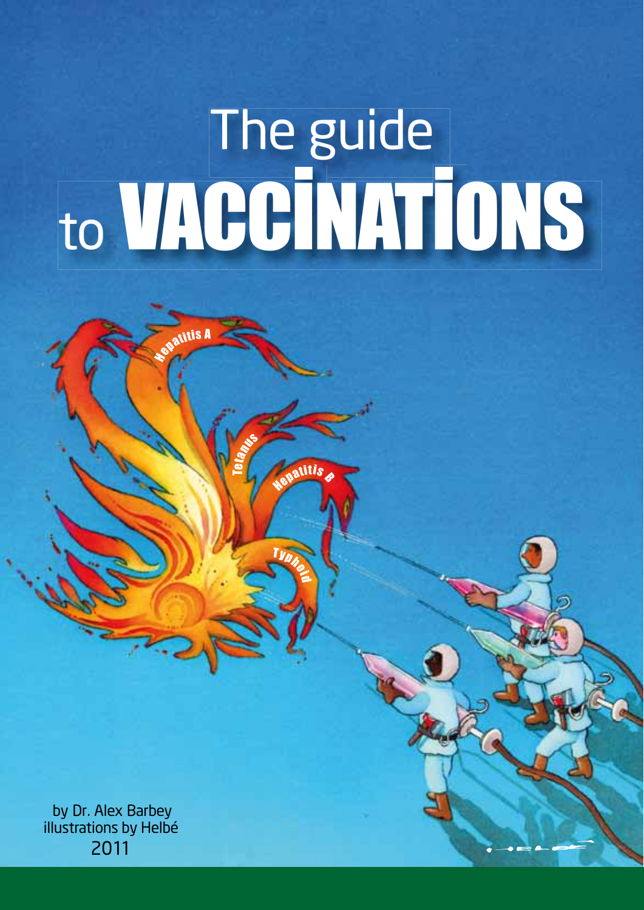# The guide to VACCINATIONS

by Dr. Alex Barbey
illustrations by Helbé
2011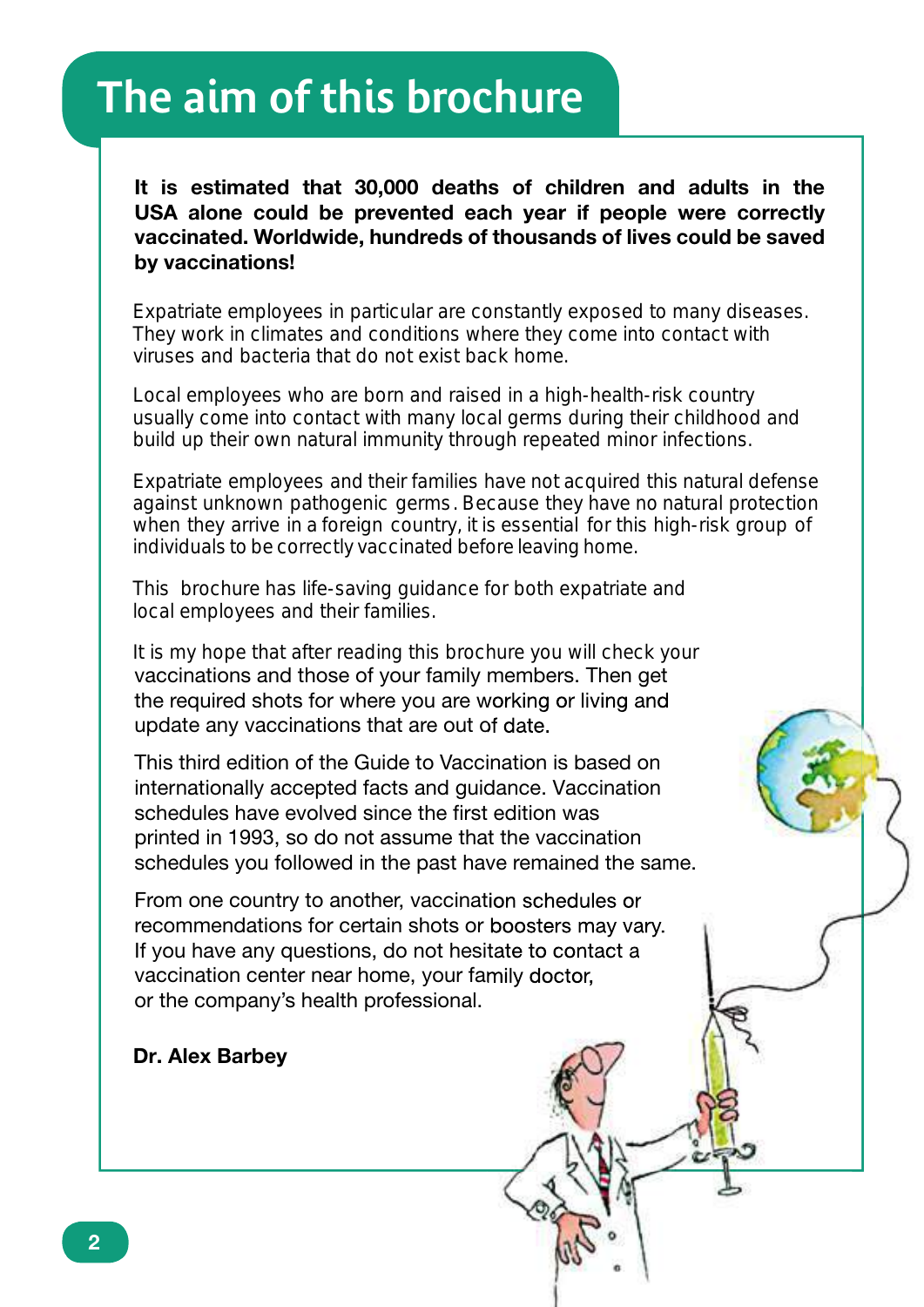# The aim of this brochure

**It is estimated that 30,000 deaths of children and adults in the USA alone could be prevented each year if people were correctly vaccinated. Worldwide, hundreds of thousands of lives could be saved by vaccinations!**

Expatriate employees in particular are constantly exposed to many diseases. They work in climates and conditions where they come into contact with viruses and bacteria that do not exist back home.

Local employees who are born and raised in a high-health-risk country usually come into contact with many local germs during their childhood and build up their own natural immunity through repeated minor infections.

Expatriate employees and their families have not acquired this natural defense against unknown pathogenic germs. Because they have no natural protection when they arrive in a foreign country, it is essential for this high-risk group of individuals to be correctly vaccinated before leaving home.

This brochure has life-saving guidance for both expatriate and local employees and their families.

It is my hope that after reading this brochure you will check your vaccinations and those of your family members. Then get the required shots for where you are working or living and update any vaccinations that are out of date.

This third edition of the Guide to Vaccination is based on internationally accepted facts and guidance. Vaccination schedules have evolved since the first edition was printed in 1993, so do not assume that the vaccination schedules you followed in the past have remained the same.

From one country to another, vaccination schedules or recommendations for certain shots or boosters may vary. If you have any questions, do not hesitate to contact a vaccination center near home, your family doctor, or the company's health professional.

**Dr. Alex Barbey**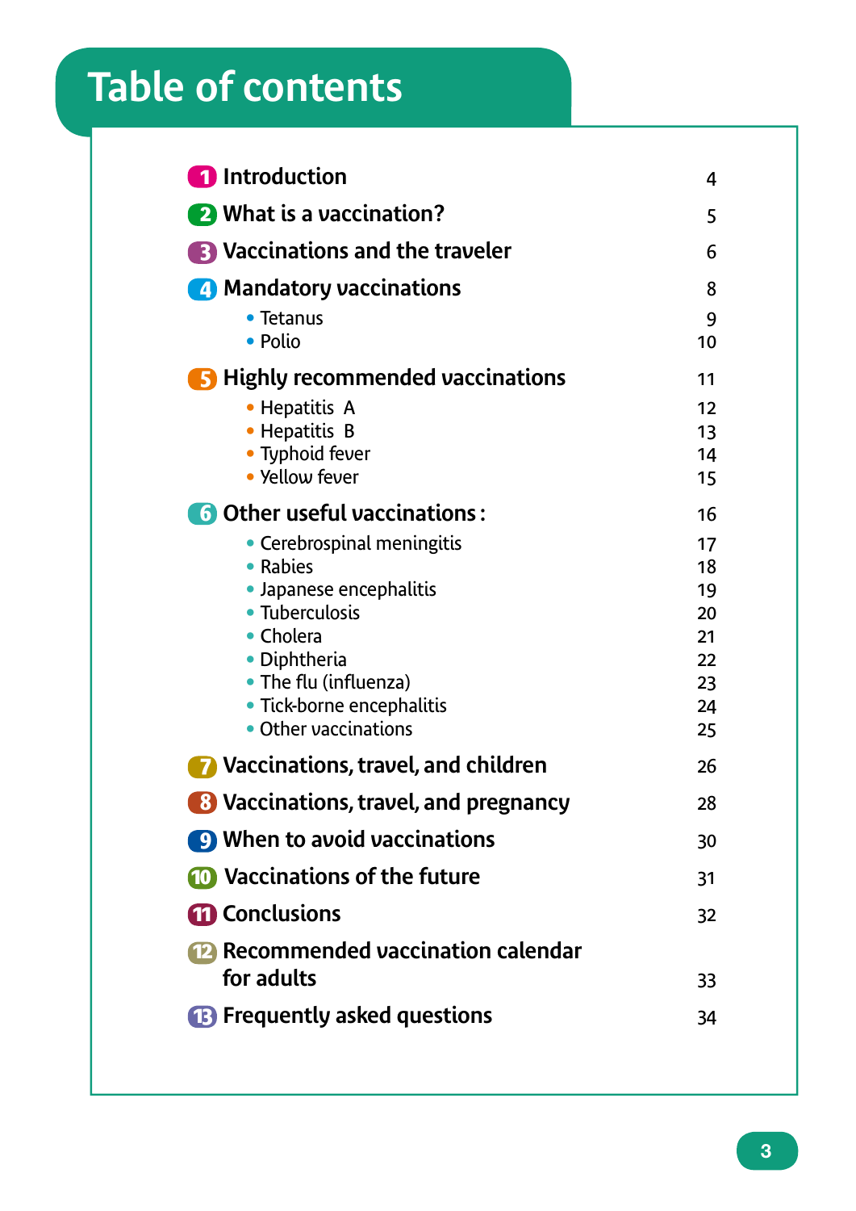# Table of contents

1 **Introduction** 4

2 **What is a vaccination?** 5

3 **Vaccinations and the traveler** 6

4 **Mandatory vaccinations** 8

- Tetanus 9
- Polio 10

5 **Highly recommended vaccinations** 11

- Hepatitis A 12
- Hepatitis B 13
- Typhoid fever 14
- Yellow fever 15

6 **Other useful vaccinations :** 16

- Cerebrospinal meningitis 17
- Rabies 18
- Japanese encephalitis 19
- Tuberculosis 20
- Cholera 21
- Diphtheria 22
- The flu (influenza) 23
- Tick-borne encephalitis 24
- Other vaccinations 25

7 **Vaccinations, travel, and children** 26

8 **Vaccinations, travel, and pregnancy** 28

9 **When to avoid vaccinations** 30

10 **Vaccinations of the future** 31

11 **Conclusions** 32

12 **Recommended vaccination calendar for adults** 33

13 **Frequently asked questions** 34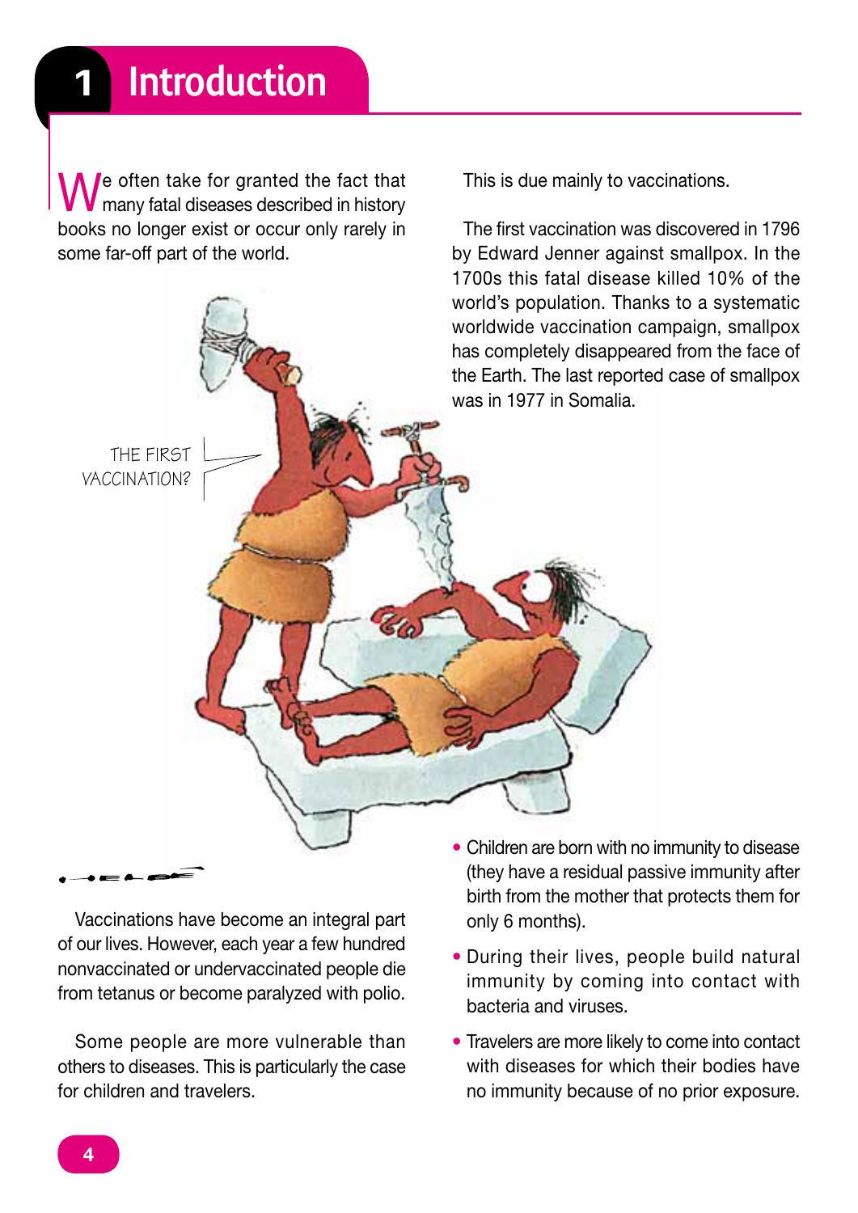# 1 Introduction

We often take for granted the fact that many fatal diseases described in history books no longer exist or occur only rarely in some far-off part of the world.

This is due mainly to vaccinations.

The first vaccination was discovered in 1796 by Edward Jenner against smallpox. In the 1700s this fatal disease killed 10% of the world's population. Thanks to a systematic worldwide vaccination campaign, smallpox has completely disappeared from the face of the Earth. The last reported case of smallpox was in 1977 in Somalia.

THE FIRST VACCINATION?

Vaccinations have become an integral part of our lives. However, each year a few hundred nonvaccinated or undervaccinated people die from tetanus or become paralyzed with polio.

Some people are more vulnerable than others to diseases. This is particularly the case for children and travelers.

- Children are born with no immunity to disease (they have a residual passive immunity after birth from the mother that protects them for only 6 months).
- During their lives, people build natural immunity by coming into contact with bacteria and viruses.
- Travelers are more likely to come into contact with diseases for which their bodies have no immunity because of no prior exposure.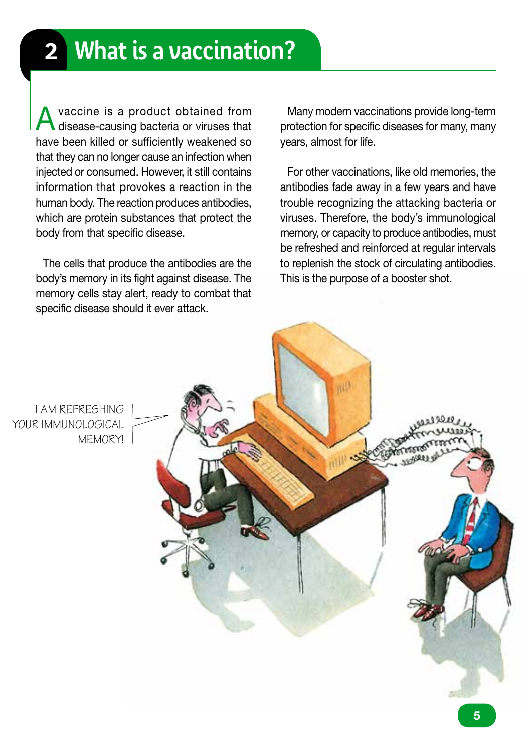## 2 What is a vaccination?

A vaccine is a product obtained from disease-causing bacteria or viruses that have been killed or sufficiently weakened so that they can no longer cause an infection when injected or consumed. However, it still contains information that provokes a reaction in the human body. The reaction produces antibodies, which are protein substances that protect the body from that specific disease.

The cells that produce the antibodies are the body's memory in its fight against disease. The memory cells stay alert, ready to combat that specific disease should it ever attack.

Many modern vaccinations provide long-term protection for specific diseases for many, many years, almost for life.

For other vaccinations, like old memories, the antibodies fade away in a few years and have trouble recognizing the attacking bacteria or viruses. Therefore, the body's immunological memory, or capacity to produce antibodies, must be refreshed and reinforced at regular intervals to replenish the stock of circulating antibodies. This is the purpose of a booster shot.

I AM REFRESHING YOUR IMMUNOLOGICAL MEMORY!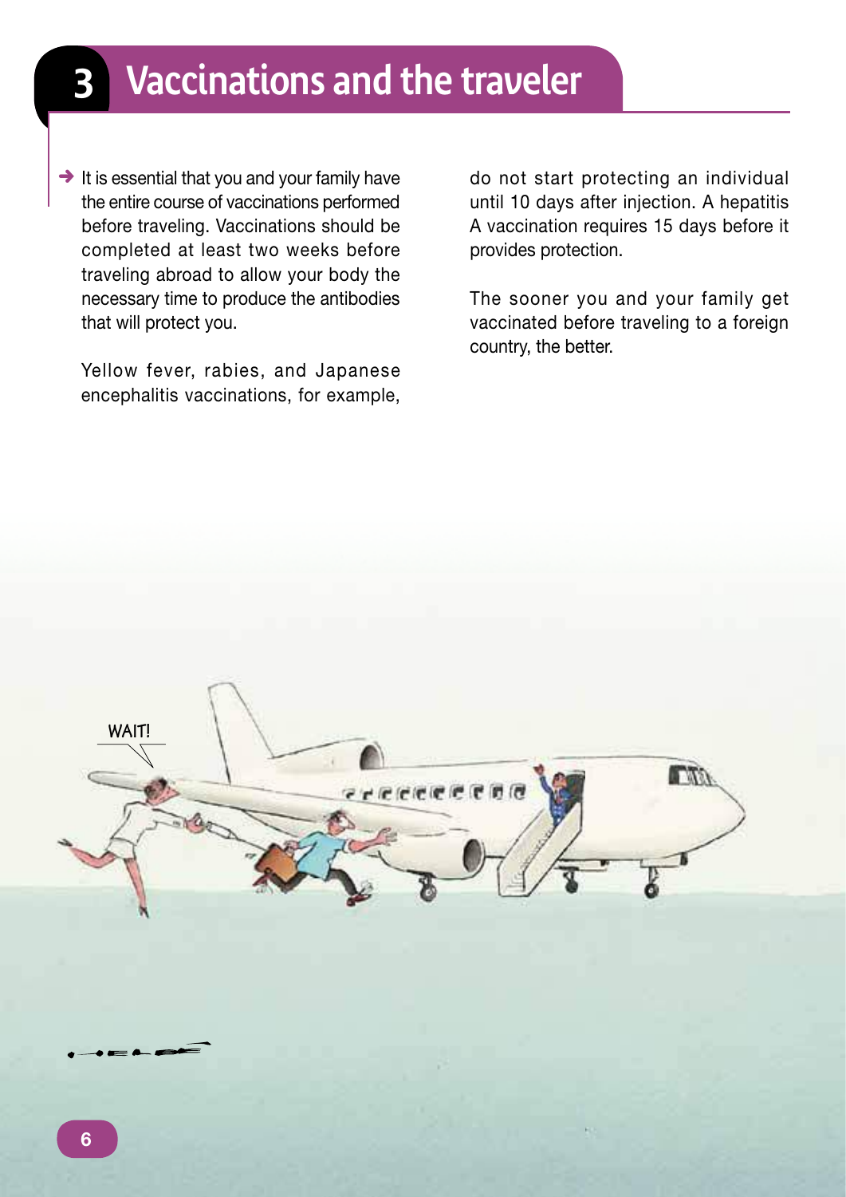# 3 Vaccinations and the traveler

➔ It is essential that you and your family have the entire course of vaccinations performed before traveling. Vaccinations should be completed at least two weeks before traveling abroad to allow your body the necessary time to produce the antibodies that will protect you.

Yellow fever, rabies, and Japanese encephalitis vaccinations, for example, do not start protecting an individual until 10 days after injection. A hepatitis A vaccination requires 15 days before it provides protection.

The sooner you and your family get vaccinated before traveling to a foreign country, the better.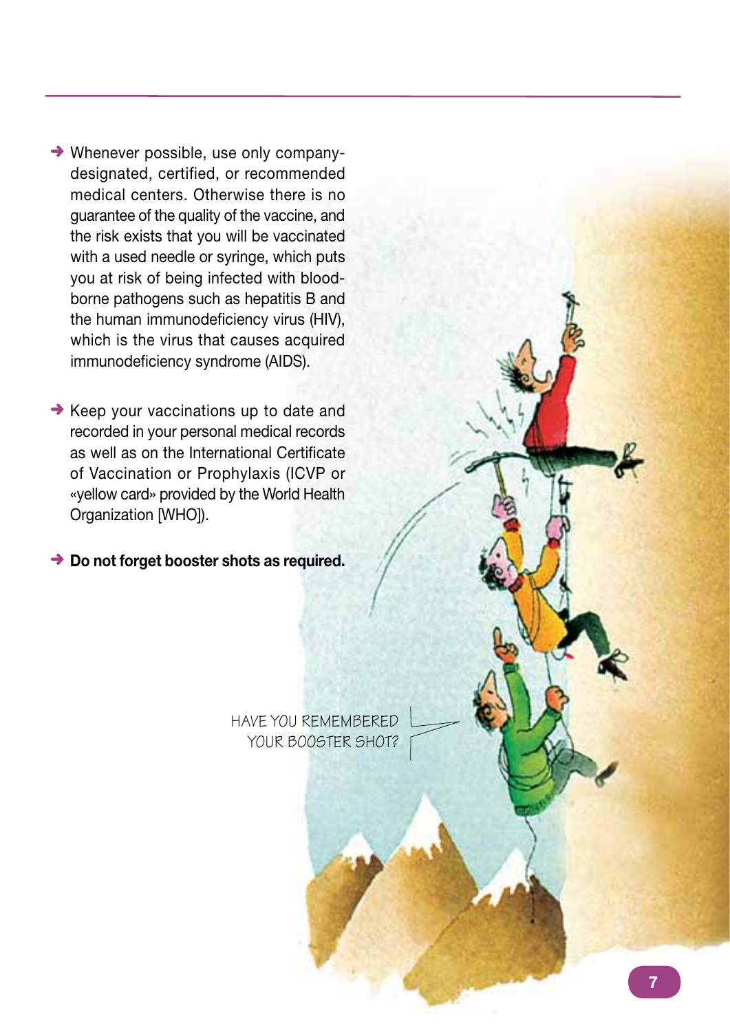- Whenever possible, use only company-designated, certified, or recommended medical centers. Otherwise there is no guarantee of the quality of the vaccine, and the risk exists that you will be vaccinated with a used needle or syringe, which puts you at risk of being infected with blood-borne pathogens such as hepatitis B and the human immunodeficiency virus (HIV), which is the virus that causes acquired immunodeficiency syndrome (AIDS).

- Keep your vaccinations up to date and recorded in your personal medical records as well as on the International Certificate of Vaccination or Prophylaxis (ICVP or «yellow card» provided by the World Health Organization [WHO]).

- **Do not forget booster shots as required.**

HAVE YOU REMEMBERED YOUR BOOSTER SHOT?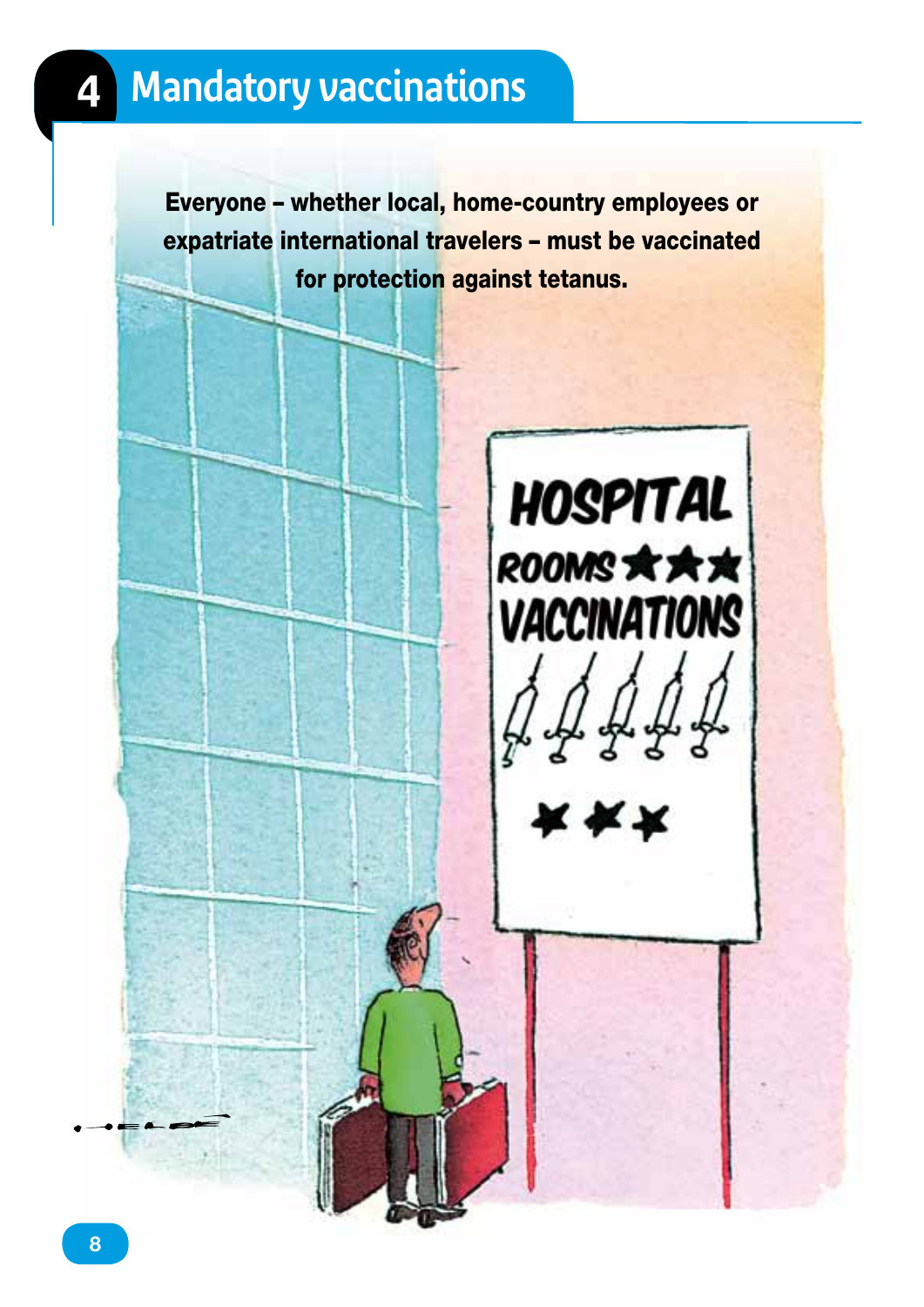# 4 Mandatory vaccinations

**Everyone – whether local, home-country employees or expatriate international travelers – must be vaccinated for protection against tetanus.**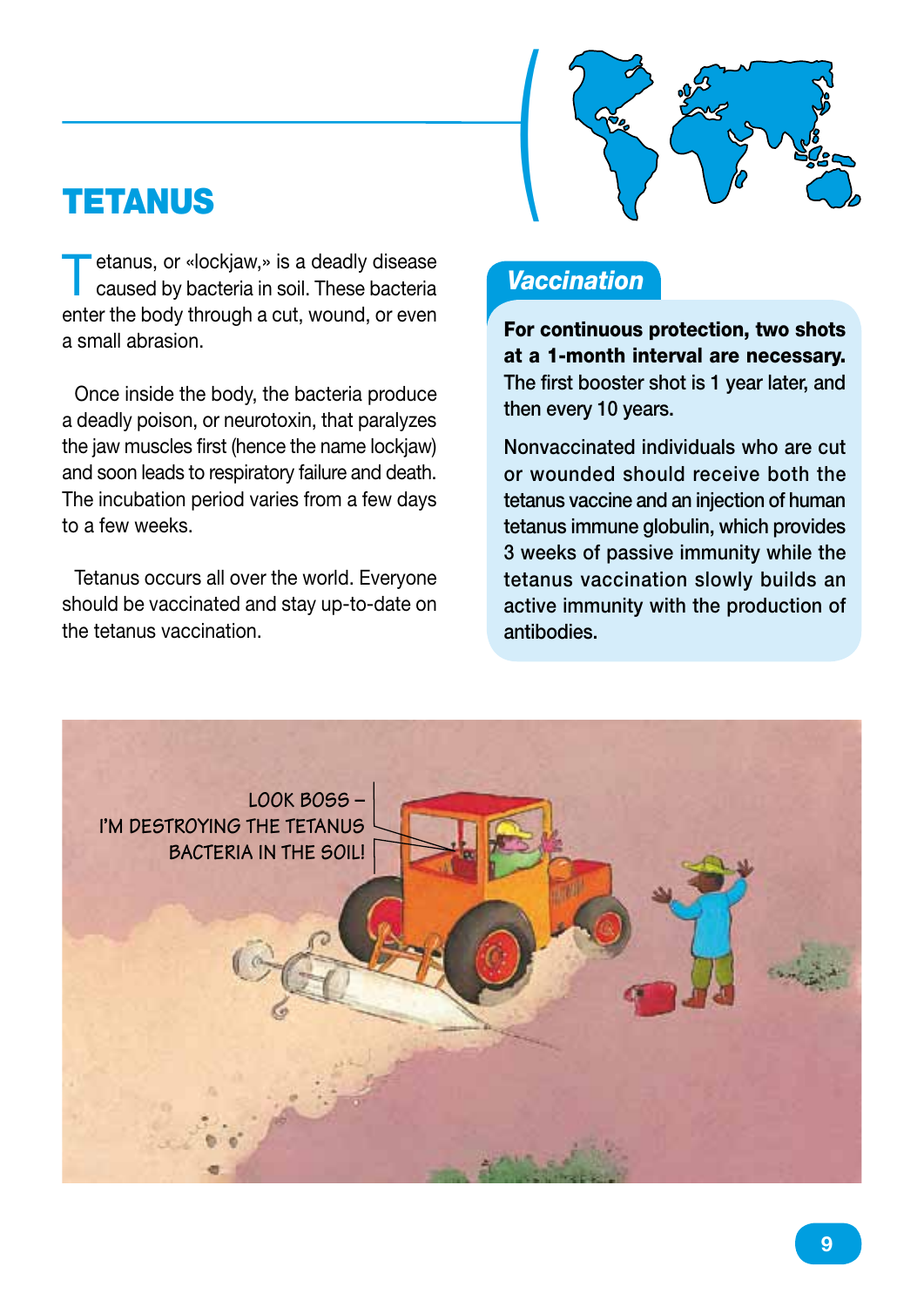# TETANUS

Tetanus, or «lockjaw,» is a deadly disease caused by bacteria in soil. These bacteria enter the body through a cut, wound, or even a small abrasion.

Once inside the body, the bacteria produce a deadly poison, or neurotoxin, that paralyzes the jaw muscles first (hence the name lockjaw) and soon leads to respiratory failure and death. The incubation period varies from a few days to a few weeks.

Tetanus occurs all over the world. Everyone should be vaccinated and stay up-to-date on the tetanus vaccination.

## *Vaccination*

**For continuous protection, two shots at a 1-month interval are necessary.** The first booster shot is 1 year later, and then every 10 years.

Nonvaccinated individuals who are cut or wounded should receive both the tetanus vaccine and an injection of human tetanus immune globulin, which provides 3 weeks of passive immunity while the tetanus vaccination slowly builds an active immunity with the production of antibodies.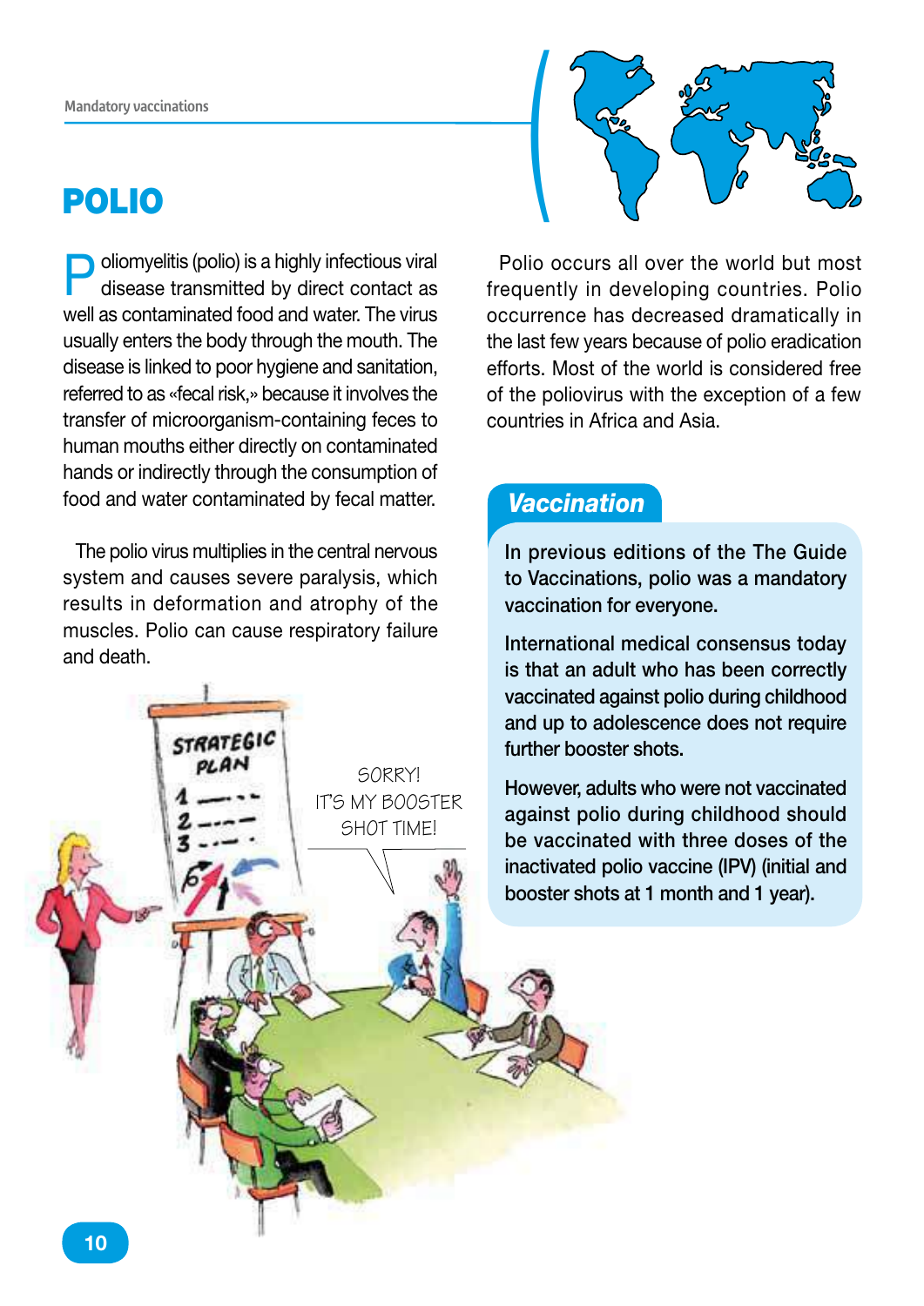# POLIO

Poliomyelitis (polio) is a highly infectious viral disease transmitted by direct contact as well as contaminated food and water. The virus usually enters the body through the mouth. The disease is linked to poor hygiene and sanitation, referred to as «fecal risk,» because it involves the transfer of microorganism-containing feces to human mouths either directly on contaminated hands or indirectly through the consumption of food and water contaminated by fecal matter.

The polio virus multiplies in the central nervous system and causes severe paralysis, which results in deformation and atrophy of the muscles. Polio can cause respiratory failure and death.

Polio occurs all over the world but most frequently in developing countries. Polio occurrence has decreased dramatically in the last few years because of polio eradication efforts. Most of the world is considered free of the poliovirus with the exception of a few countries in Africa and Asia.

## *Vaccination*

In previous editions of the The Guide to Vaccinations, polio was a mandatory vaccination for everyone.

International medical consensus today is that an adult who has been correctly vaccinated against polio during childhood and up to adolescence does not require further booster shots.

However, adults who were not vaccinated against polio during childhood should be vaccinated with three doses of the inactivated polio vaccine (IPV) (initial and booster shots at 1 month and 1 year).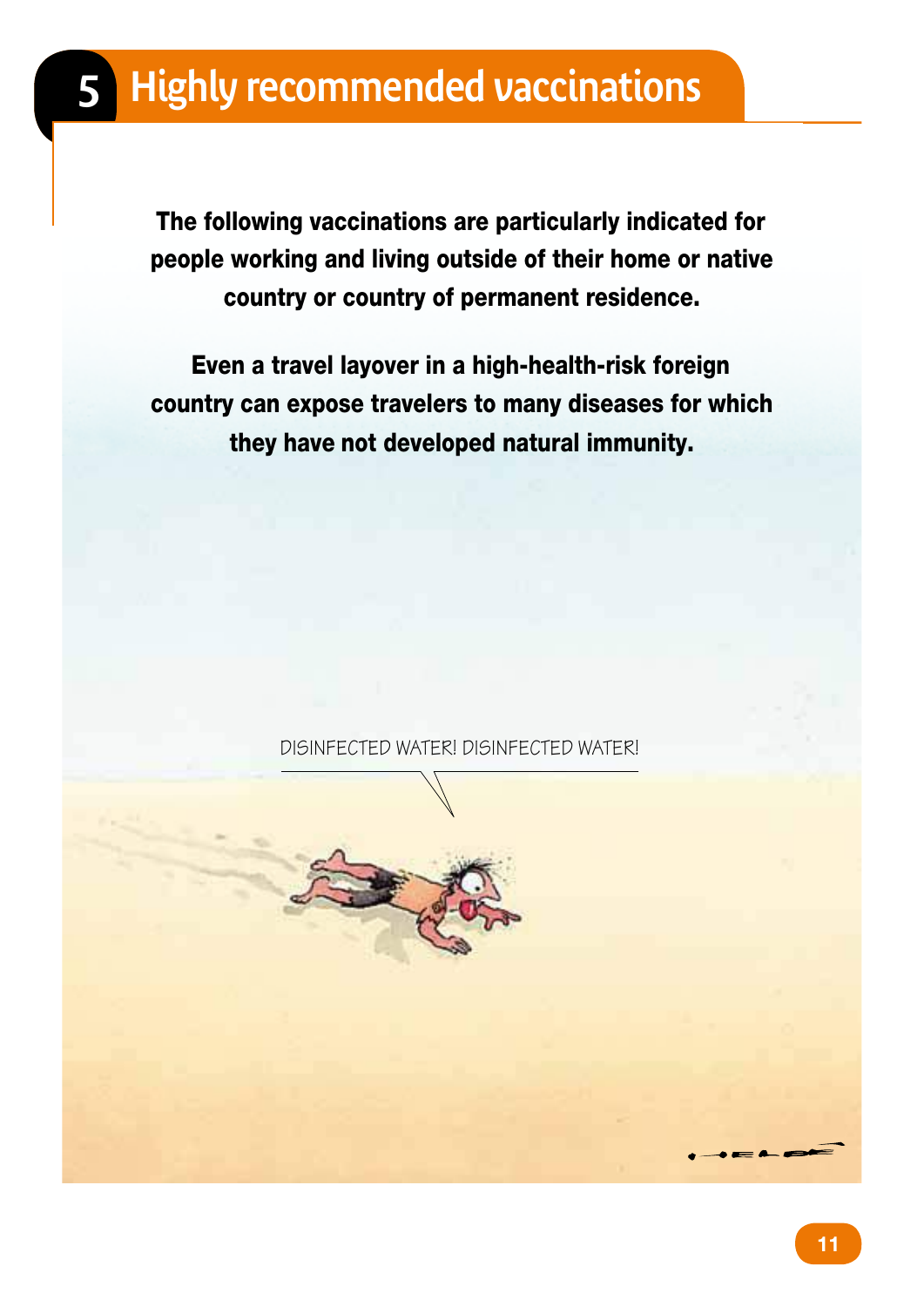# 5 Highly recommended vaccinations

**The following vaccinations are particularly indicated for people working and living outside of their home or native country or country of permanent residence.**

**Even a travel layover in a high-health-risk foreign country can expose travelers to many diseases for which they have not developed natural immunity.**

DISINFECTED WATER! DISINFECTED WATER!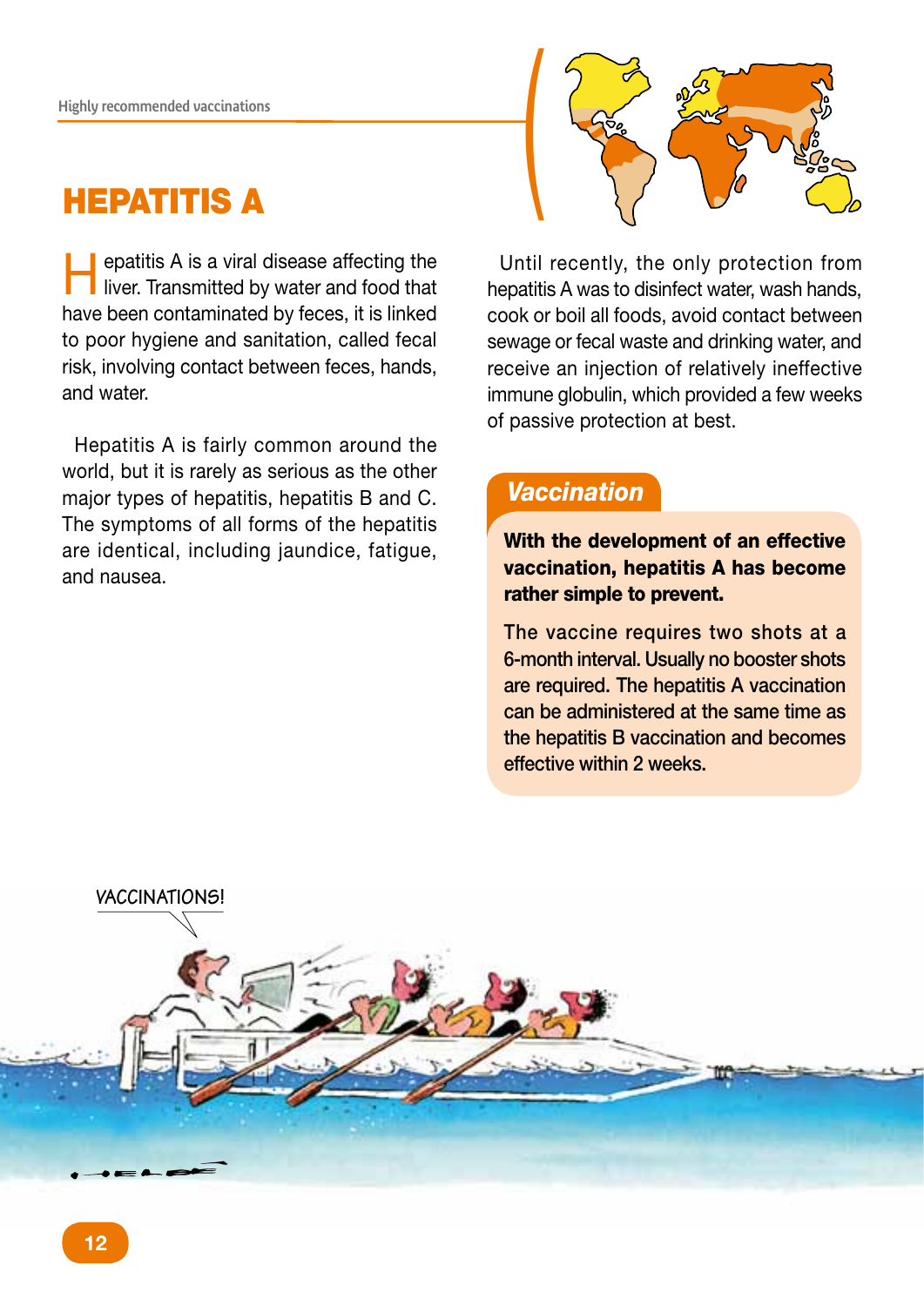# HEPATITIS A

Hepatitis A is a viral disease affecting the liver. Transmitted by water and food that have been contaminated by feces, it is linked to poor hygiene and sanitation, called fecal risk, involving contact between feces, hands, and water.

Hepatitis A is fairly common around the world, but it is rarely as serious as the other major types of hepatitis, hepatitis B and C. The symptoms of all forms of the hepatitis are identical, including jaundice, fatigue, and nausea.

Until recently, the only protection from hepatitis A was to disinfect water, wash hands, cook or boil all foods, avoid contact between sewage or fecal waste and drinking water, and receive an injection of relatively ineffective immune globulin, which provided a few weeks of passive protection at best.

## *Vaccination*

**With the development of an effective vaccination, hepatitis A has become rather simple to prevent.**

The vaccine requires two shots at a 6-month interval. Usually no booster shots are required. The hepatitis A vaccination can be administered at the same time as the hepatitis B vaccination and becomes effective within 2 weeks.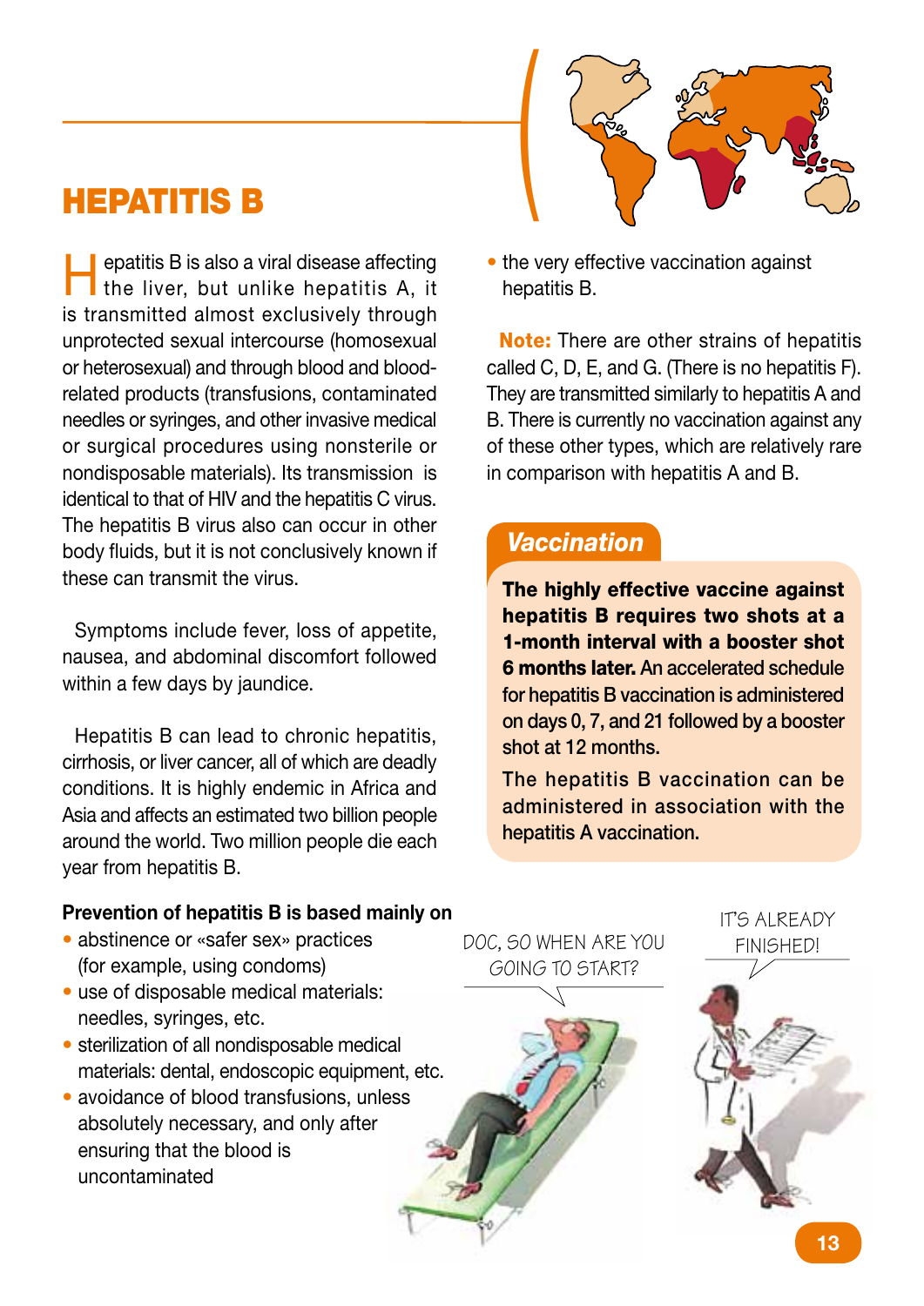# HEPATITIS B

Hepatitis B is also a viral disease affecting the liver, but unlike hepatitis A, it is transmitted almost exclusively through unprotected sexual intercourse (homosexual or heterosexual) and through blood and blood-related products (transfusions, contaminated needles or syringes, and other invasive medical or surgical procedures using nonsterile or nondisposable materials). Its transmission is identical to that of HIV and the hepatitis C virus. The hepatitis B virus also can occur in other body fluids, but it is not conclusively known if these can transmit the virus.

Symptoms include fever, loss of appetite, nausea, and abdominal discomfort followed within a few days by jaundice.

Hepatitis B can lead to chronic hepatitis, cirrhosis, or liver cancer, all of which are deadly conditions. It is highly endemic in Africa and Asia and affects an estimated two billion people around the world. Two million people die each year from hepatitis B.

**Prevention of hepatitis B is based mainly on**

- abstinence or «safer sex» practices (for example, using condoms)
- use of disposable medical materials: needles, syringes, etc.
- sterilization of all nondisposable medical materials: dental, endoscopic equipment, etc.
- avoidance of blood transfusions, unless absolutely necessary, and only after ensuring that the blood is uncontaminated
- the very effective vaccination against hepatitis B.

**Note:** There are other strains of hepatitis called C, D, E, and G. (There is no hepatitis F). They are transmitted similarly to hepatitis A and B. There is currently no vaccination against any of these other types, which are relatively rare in comparison with hepatitis A and B.

## *Vaccination*

**The highly effective vaccine against hepatitis B requires two shots at a 1-month interval with a booster shot 6 months later.** An accelerated schedule for hepatitis B vaccination is administered on days 0, 7, and 21 followed by a booster shot at 12 months.

The hepatitis B vaccination can be administered in association with the hepatitis A vaccination.

DOC, SO WHEN ARE YOU GOING TO START?

IT'S ALREADY FINISHED!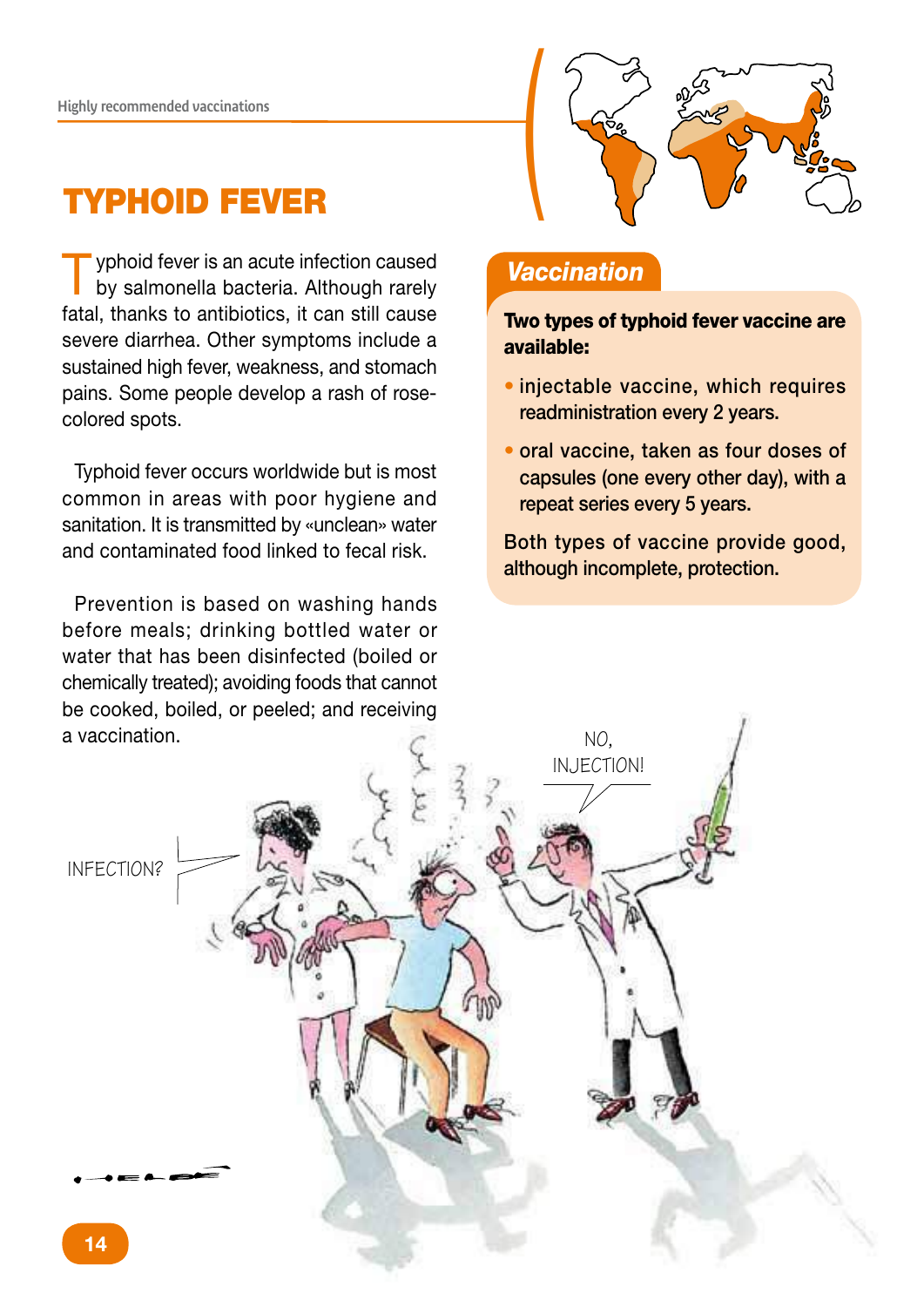# TYPHOID FEVER

Typhoid fever is an acute infection caused by salmonella bacteria. Although rarely fatal, thanks to antibiotics, it can still cause severe diarrhea. Other symptoms include a sustained high fever, weakness, and stomach pains. Some people develop a rash of rose-colored spots.

Typhoid fever occurs worldwide but is most common in areas with poor hygiene and sanitation. It is transmitted by «unclean» water and contaminated food linked to fecal risk.

Prevention is based on washing hands before meals; drinking bottled water or water that has been disinfected (boiled or chemically treated); avoiding foods that cannot be cooked, boiled, or peeled; and receiving a vaccination.

## *Vaccination*

**Two types of typhoid fever vaccine are available:**

- injectable vaccine, which requires readministration every 2 years.
- oral vaccine, taken as four doses of capsules (one every other day), with a repeat series every 5 years.

Both types of vaccine provide good, although incomplete, protection.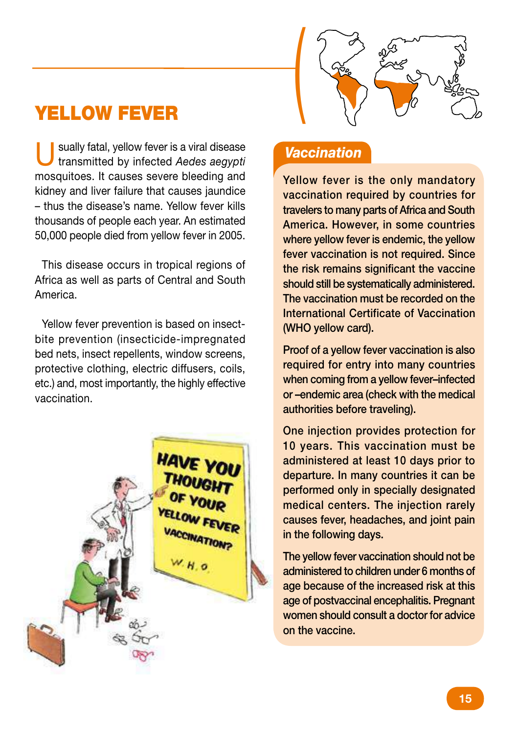# YELLOW FEVER

Usually fatal, yellow fever is a viral disease transmitted by infected *Aedes aegypti* mosquitoes. It causes severe bleeding and kidney and liver failure that causes jaundice – thus the disease's name. Yellow fever kills thousands of people each year. An estimated 50,000 people died from yellow fever in 2005.

This disease occurs in tropical regions of Africa as well as parts of Central and South America.

Yellow fever prevention is based on insect-bite prevention (insecticide-impregnated bed nets, insect repellents, window screens, protective clothing, electric diffusers, coils, etc.) and, most importantly, the highly effective vaccination.

## Vaccination

Yellow fever is the only mandatory vaccination required by countries for travelers to many parts of Africa and South America. However, in some countries where yellow fever is endemic, the yellow fever vaccination is not required. Since the risk remains significant the vaccine should still be systematically administered. The vaccination must be recorded on the International Certificate of Vaccination (WHO yellow card).

Proof of a yellow fever vaccination is also required for entry into many countries when coming from a yellow fever–infected or –endemic area (check with the medical authorities before traveling).

One injection provides protection for 10 years. This vaccination must be administered at least 10 days prior to departure. In many countries it can be performed only in specially designated medical centers. The injection rarely causes fever, headaches, and joint pain in the following days.

The yellow fever vaccination should not be administered to children under 6 months of age because of the increased risk at this age of postvaccinal encephalitis. Pregnant women should consult a doctor for advice on the vaccine.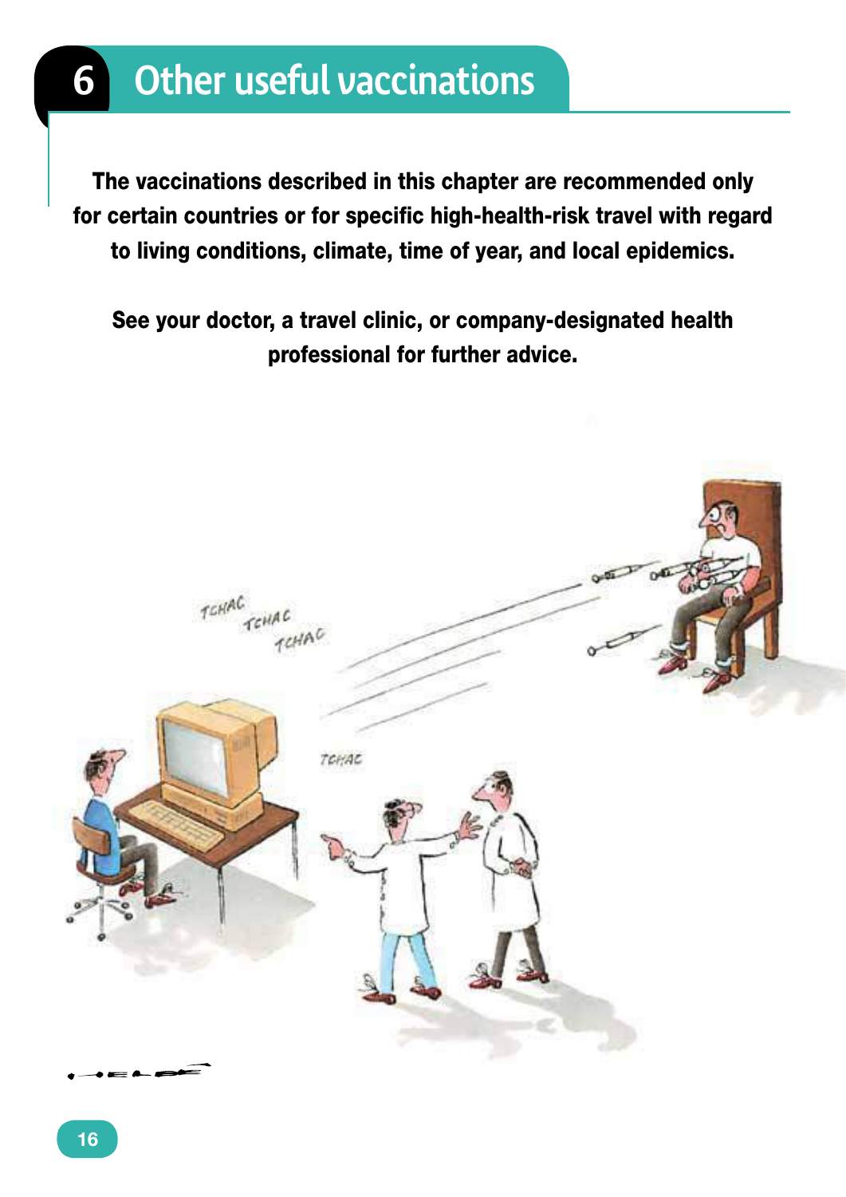# 6 Other useful vaccinations

**The vaccinations described in this chapter are recommended only for certain countries or for specific high-health-risk travel with regard to living conditions, climate, time of year, and local epidemics.**

**See your doctor, a travel clinic, or company-designated health professional for further advice.**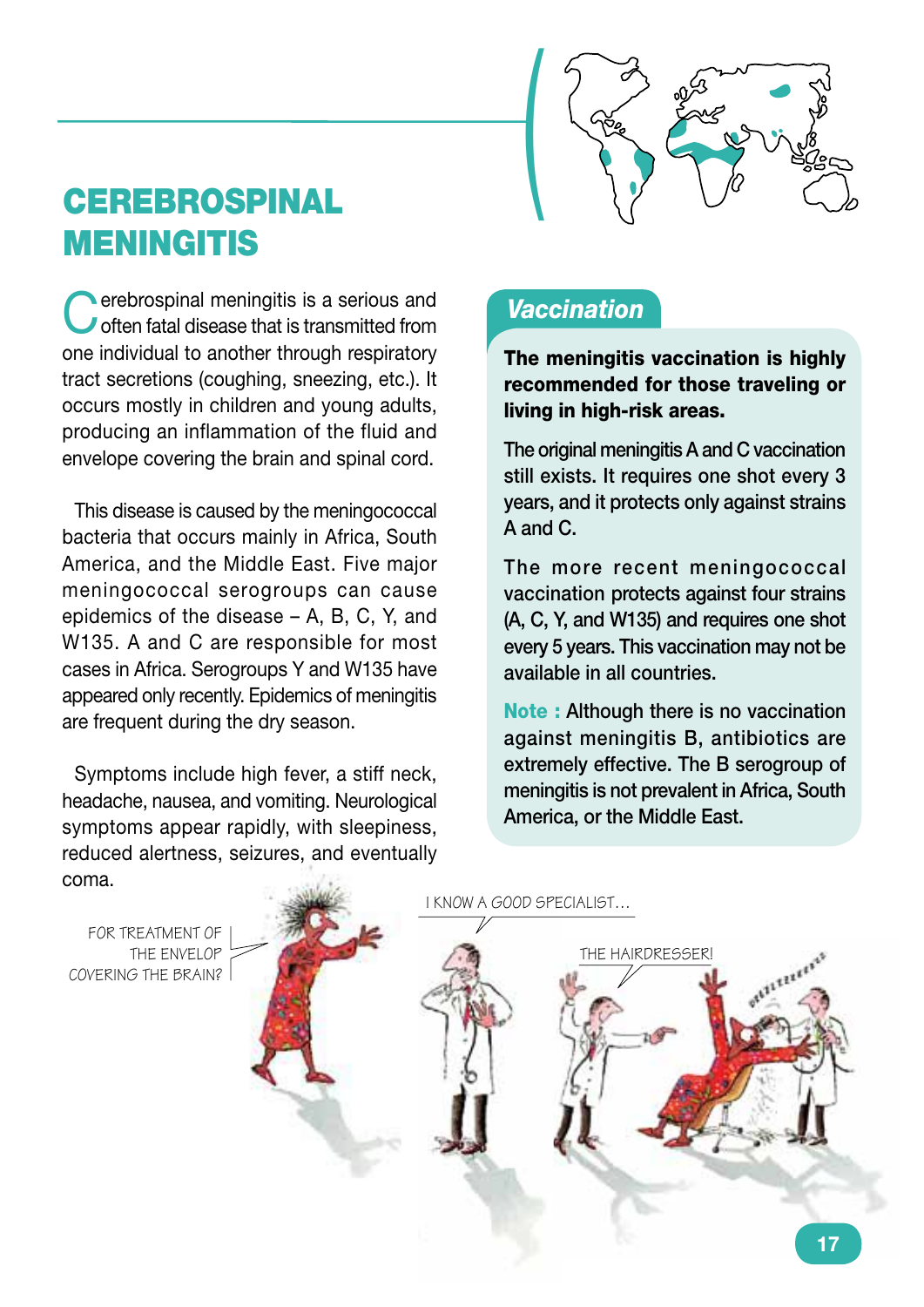# CEREBROSPINAL MENINGITIS

Cerebrospinal meningitis is a serious and often fatal disease that is transmitted from one individual to another through respiratory tract secretions (coughing, sneezing, etc.). It occurs mostly in children and young adults, producing an inflammation of the fluid and envelope covering the brain and spinal cord.

This disease is caused by the meningococcal bacteria that occurs mainly in Africa, South America, and the Middle East. Five major meningococcal serogroups can cause epidemics of the disease – A, B, C, Y, and W135. A and C are responsible for most cases in Africa. Serogroups Y and W135 have appeared only recently. Epidemics of meningitis are frequent during the dry season.

Symptoms include high fever, a stiff neck, headache, nausea, and vomiting. Neurological symptoms appear rapidly, with sleepiness, reduced alertness, seizures, and eventually coma.

## Vaccination

**The meningitis vaccination is highly recommended for those traveling or living in high-risk areas.**

The original meningitis A and C vaccination still exists. It requires one shot every 3 years, and it protects only against strains A and C.

The more recent meningococcal vaccination protects against four strains (A, C, Y, and W135) and requires one shot every 5 years. This vaccination may not be available in all countries.

**Note :** Although there is no vaccination against meningitis B, antibiotics are extremely effective. The B serogroup of meningitis is not prevalent in Africa, South America, or the Middle East.

FOR TREATMENT OF THE ENVELOP COVERING THE BRAIN?

I KNOW A GOOD SPECIALIST…

THE HAIRDRESSER!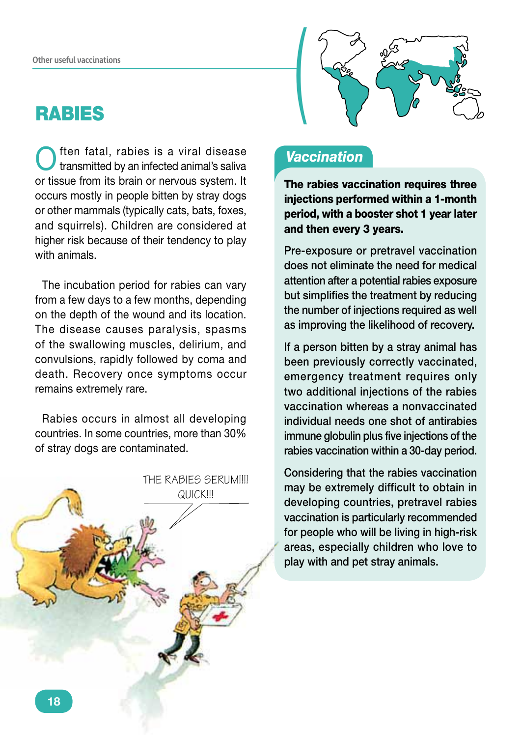# RABIES

Often fatal, rabies is a viral disease transmitted by an infected animal's saliva or tissue from its brain or nervous system. It occurs mostly in people bitten by stray dogs or other mammals (typically cats, bats, foxes, and squirrels). Children are considered at higher risk because of their tendency to play with animals.

The incubation period for rabies can vary from a few days to a few months, depending on the depth of the wound and its location. The disease causes paralysis, spasms of the swallowing muscles, delirium, and convulsions, rapidly followed by coma and death. Recovery once symptoms occur remains extremely rare.

Rabies occurs in almost all developing countries. In some countries, more than 30% of stray dogs are contaminated.

THE RABIES SERUM!!!! QUICK!!!

## *Vaccination*

**The rabies vaccination requires three injections performed within a 1-month period, with a booster shot 1 year later and then every 3 years.**

Pre-exposure or pretravel vaccination does not eliminate the need for medical attention after a potential rabies exposure but simplifies the treatment by reducing the number of injections required as well as improving the likelihood of recovery.

If a person bitten by a stray animal has been previously correctly vaccinated, emergency treatment requires only two additional injections of the rabies vaccination whereas a nonvaccinated individual needs one shot of antirabies immune globulin plus five injections of the rabies vaccination within a 30-day period.

Considering that the rabies vaccination may be extremely difficult to obtain in developing countries, pretravel rabies vaccination is particularly recommended for people who will be living in high-risk areas, especially children who love to play with and pet stray animals.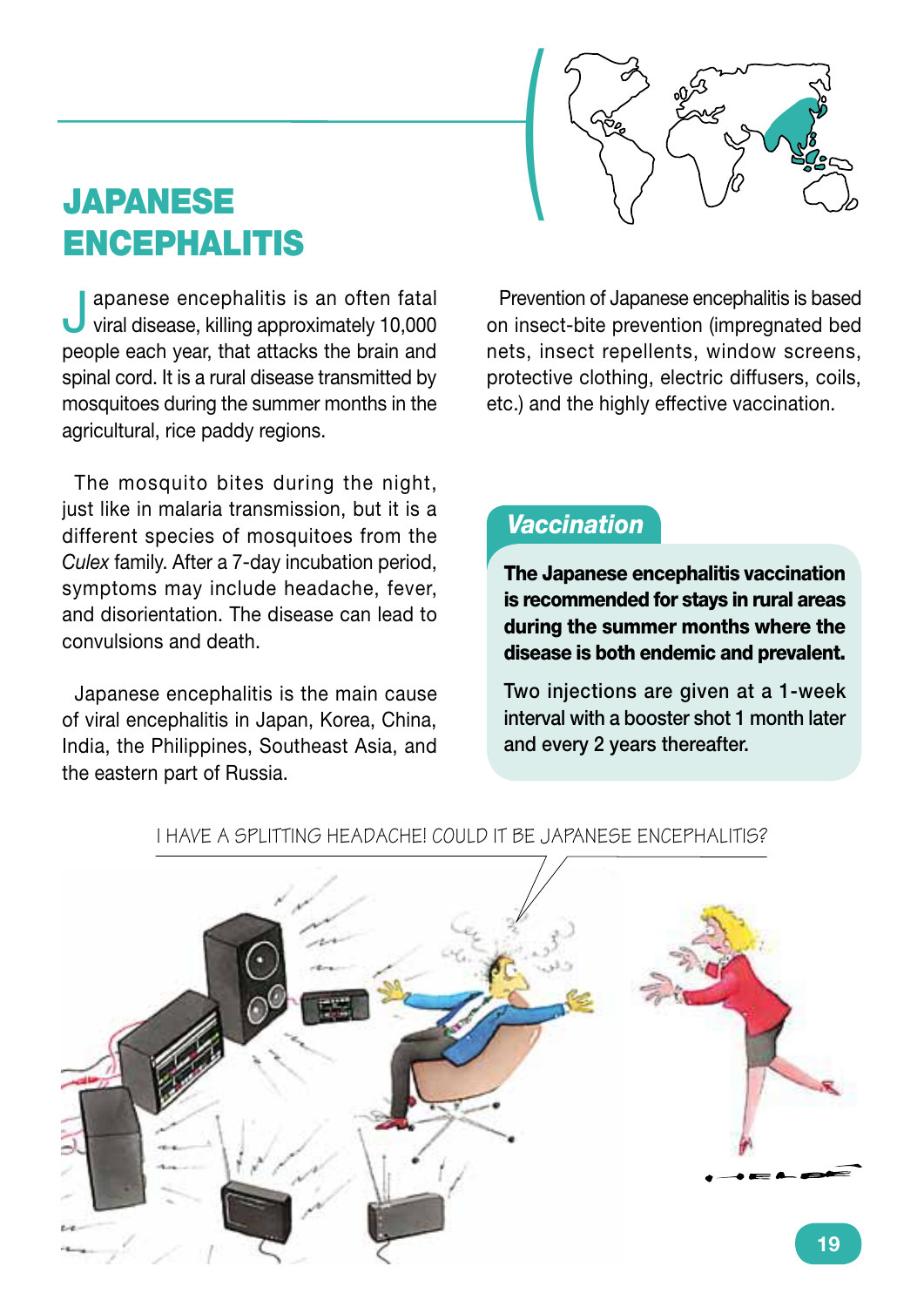# JAPANESE ENCEPHALITIS

Japanese encephalitis is an often fatal viral disease, killing approximately 10,000 people each year, that attacks the brain and spinal cord. It is a rural disease transmitted by mosquitoes during the summer months in the agricultural, rice paddy regions.

The mosquito bites during the night, just like in malaria transmission, but it is a different species of mosquitoes from the *Culex* family. After a 7-day incubation period, symptoms may include headache, fever, and disorientation. The disease can lead to convulsions and death.

Japanese encephalitis is the main cause of viral encephalitis in Japan, Korea, China, India, the Philippines, Southeast Asia, and the eastern part of Russia.

Prevention of Japanese encephalitis is based on insect-bite prevention (impregnated bed nets, insect repellents, window screens, protective clothing, electric diffusers, coils, etc.) and the highly effective vaccination.

## Vaccination

**The Japanese encephalitis vaccination is recommended for stays in rural areas during the summer months where the disease is both endemic and prevalent.**

Two injections are given at a 1-week interval with a booster shot 1 month later and every 2 years thereafter.

I HAVE A SPLITTING HEADACHE! COULD IT BE JAPANESE ENCEPHALITIS?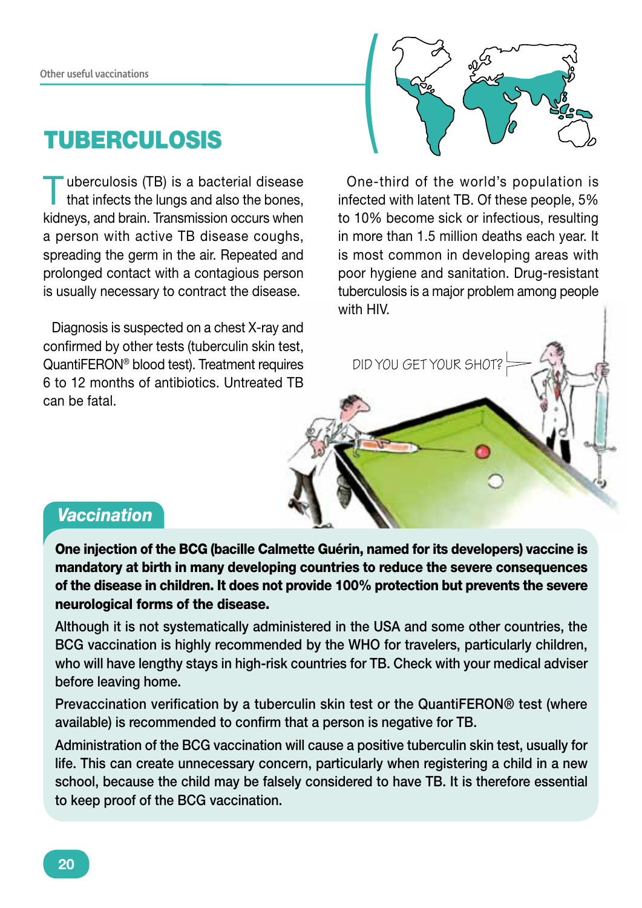# TUBERCULOSIS

Tuberculosis (TB) is a bacterial disease that infects the lungs and also the bones, kidneys, and brain. Transmission occurs when a person with active TB disease coughs, spreading the germ in the air. Repeated and prolonged contact with a contagious person is usually necessary to contract the disease.

Diagnosis is suspected on a chest X-ray and confirmed by other tests (tuberculin skin test, QuantiFERON® blood test). Treatment requires 6 to 12 months of antibiotics. Untreated TB can be fatal.

One-third of the world's population is infected with latent TB. Of these people, 5% to 10% become sick or infectious, resulting in more than 1.5 million deaths each year. It is most common in developing areas with poor hygiene and sanitation. Drug-resistant tuberculosis is a major problem among people with HIV.

## *Vaccination*

**One injection of the BCG (bacille Calmette Guérin, named for its developers) vaccine is mandatory at birth in many developing countries to reduce the severe consequences of the disease in children. It does not provide 100% protection but prevents the severe neurological forms of the disease.**

Although it is not systematically administered in the USA and some other countries, the BCG vaccination is highly recommended by the WHO for travelers, particularly children, who will have lengthy stays in high-risk countries for TB. Check with your medical adviser before leaving home.

Prevaccination verification by a tuberculin skin test or the QuantiFERON® test (where available) is recommended to confirm that a person is negative for TB.

Administration of the BCG vaccination will cause a positive tuberculin skin test, usually for life. This can create unnecessary concern, particularly when registering a child in a new school, because the child may be falsely considered to have TB. It is therefore essential to keep proof of the BCG vaccination.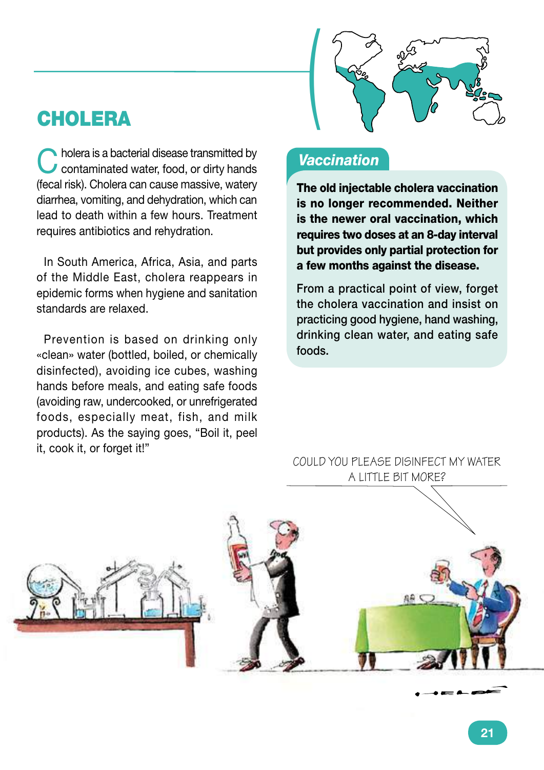# CHOLERA

Cholera is a bacterial disease transmitted by contaminated water, food, or dirty hands (fecal risk). Cholera can cause massive, watery diarrhea, vomiting, and dehydration, which can lead to death within a few hours. Treatment requires antibiotics and rehydration.

In South America, Africa, Asia, and parts of the Middle East, cholera reappears in epidemic forms when hygiene and sanitation standards are relaxed.

Prevention is based on drinking only «clean» water (bottled, boiled, or chemically disinfected), avoiding ice cubes, washing hands before meals, and eating safe foods (avoiding raw, undercooked, or unrefrigerated foods, especially meat, fish, and milk products). As the saying goes, "Boil it, peel it, cook it, or forget it!"

## *Vaccination*

**The old injectable cholera vaccination is no longer recommended. Neither is the newer oral vaccination, which requires two doses at an 8-day interval but provides only partial protection for a few months against the disease.**

From a practical point of view, forget the cholera vaccination and insist on practicing good hygiene, hand washing, drinking clean water, and eating safe foods.

COULD YOU PLEASE DISINFECT MY WATER A LITTLE BIT MORE?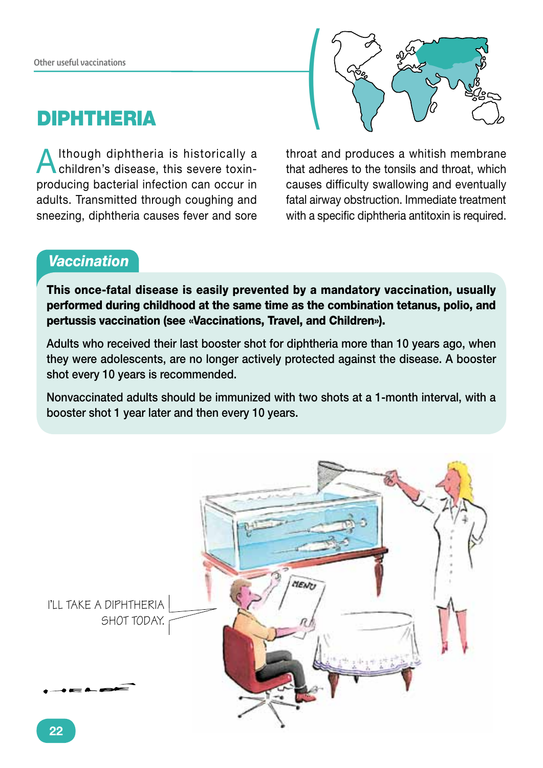# DIPHTHERIA

Although diphtheria is historically a children's disease, this severe toxin-producing bacterial infection can occur in adults. Transmitted through coughing and sneezing, diphtheria causes fever and sore throat and produces a whitish membrane that adheres to the tonsils and throat, which causes difficulty swallowing and eventually fatal airway obstruction. Immediate treatment with a specific diphtheria antitoxin is required.

## Vaccination

**This once-fatal disease is easily prevented by a mandatory vaccination, usually performed during childhood at the same time as the combination tetanus, polio, and pertussis vaccination (see «Vaccinations, Travel, and Children»).**

Adults who received their last booster shot for diphtheria more than 10 years ago, when they were adolescents, are no longer actively protected against the disease. A booster shot every 10 years is recommended.

Nonvaccinated adults should be immunized with two shots at a 1-month interval, with a booster shot 1 year later and then every 10 years.

I'LL TAKE A DIPHTHERIA SHOT TODAY.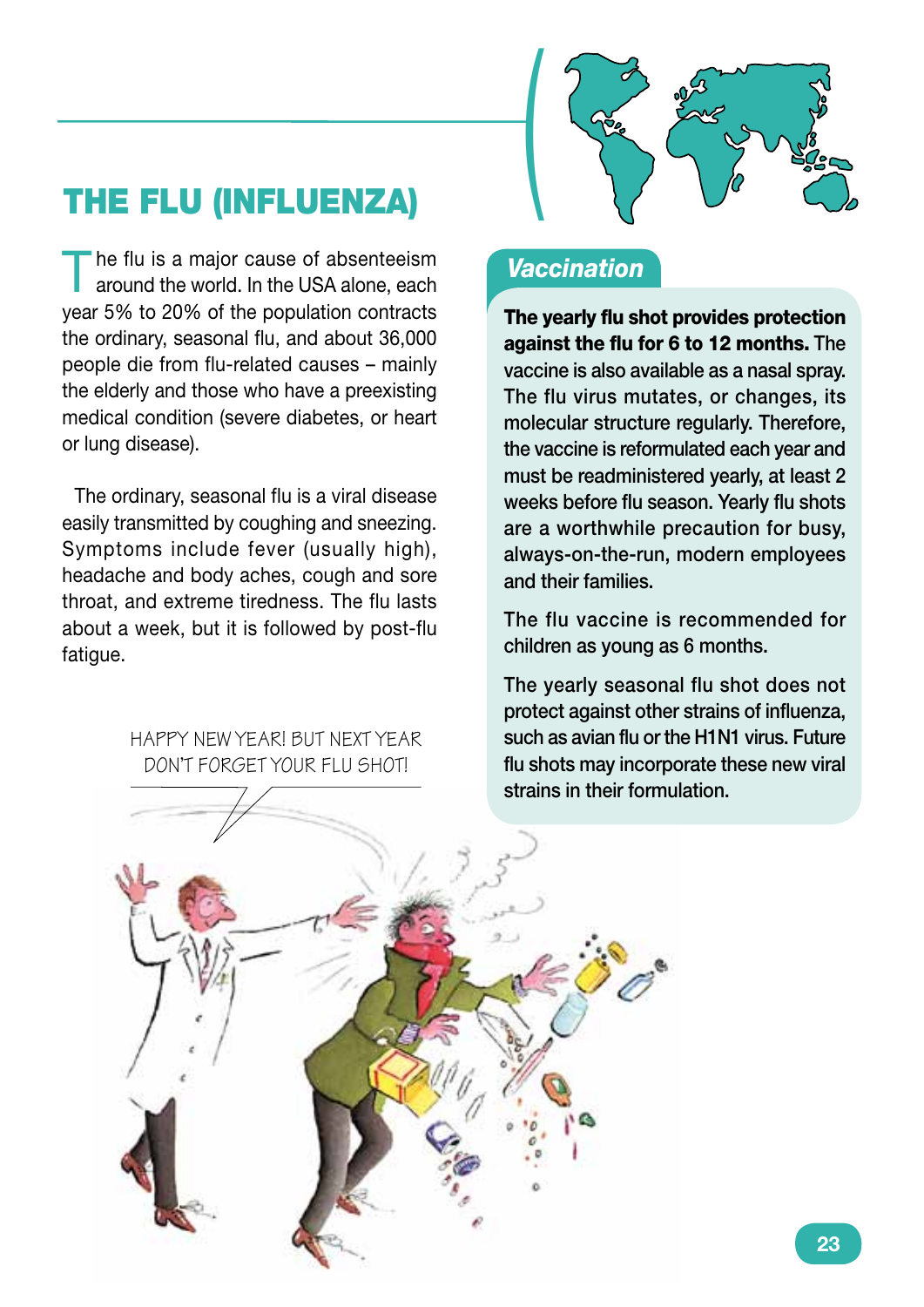# THE FLU (INFLUENZA)

The flu is a major cause of absenteeism around the world. In the USA alone, each year 5% to 20% of the population contracts the ordinary, seasonal flu, and about 36,000 people die from flu-related causes – mainly the elderly and those who have a preexisting medical condition (severe diabetes, or heart or lung disease).

The ordinary, seasonal flu is a viral disease easily transmitted by coughing and sneezing. Symptoms include fever (usually high), headache and body aches, cough and sore throat, and extreme tiredness. The flu lasts about a week, but it is followed by post-flu fatigue.

HAPPY NEW YEAR! BUT NEXT YEAR DON'T FORGET YOUR FLU SHOT!

## *Vaccination*

**The yearly flu shot provides protection against the flu for 6 to 12 months.** The vaccine is also available as a nasal spray. The flu virus mutates, or changes, its molecular structure regularly. Therefore, the vaccine is reformulated each year and must be readministered yearly, at least 2 weeks before flu season. Yearly flu shots are a worthwhile precaution for busy, always-on-the-run, modern employees and their families.

The flu vaccine is recommended for children as young as 6 months.

The yearly seasonal flu shot does not protect against other strains of influenza, such as avian flu or the H1N1 virus. Future flu shots may incorporate these new viral strains in their formulation.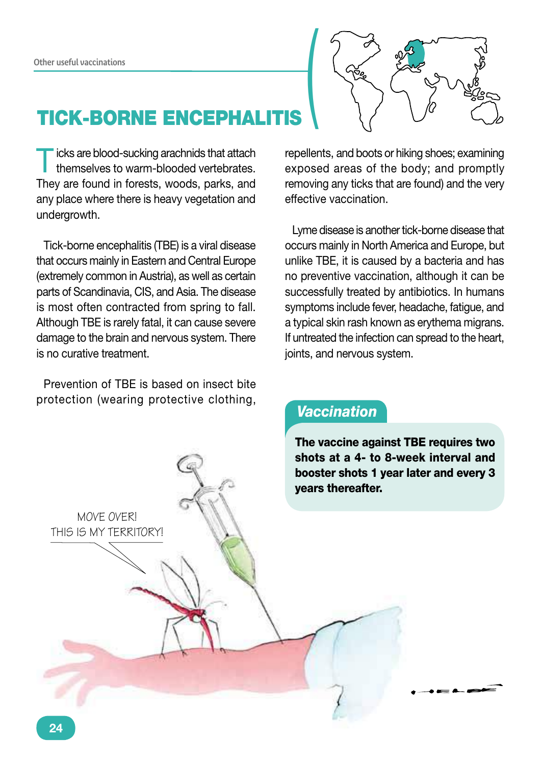# TICK-BORNE ENCEPHALITIS

Ticks are blood-sucking arachnids that attach themselves to warm-blooded vertebrates. They are found in forests, woods, parks, and any place where there is heavy vegetation and undergrowth.

Tick-borne encephalitis (TBE) is a viral disease that occurs mainly in Eastern and Central Europe (extremely common in Austria), as well as certain parts of Scandinavia, CIS, and Asia. The disease is most often contracted from spring to fall. Although TBE is rarely fatal, it can cause severe damage to the brain and nervous system. There is no curative treatment.

Prevention of TBE is based on insect bite protection (wearing protective clothing, repellents, and boots or hiking shoes; examining exposed areas of the body; and promptly removing any ticks that are found) and the very effective vaccination.

Lyme disease is another tick-borne disease that occurs mainly in North America and Europe, but unlike TBE, it is caused by a bacteria and has no preventive vaccination, although it can be successfully treated by antibiotics. In humans symptoms include fever, headache, fatigue, and a typical skin rash known as erythema migrans. If untreated the infection can spread to the heart, joints, and nervous system.

## *Vaccination*

**The vaccine against TBE requires two shots at a 4- to 8-week interval and booster shots 1 year later and every 3 years thereafter.**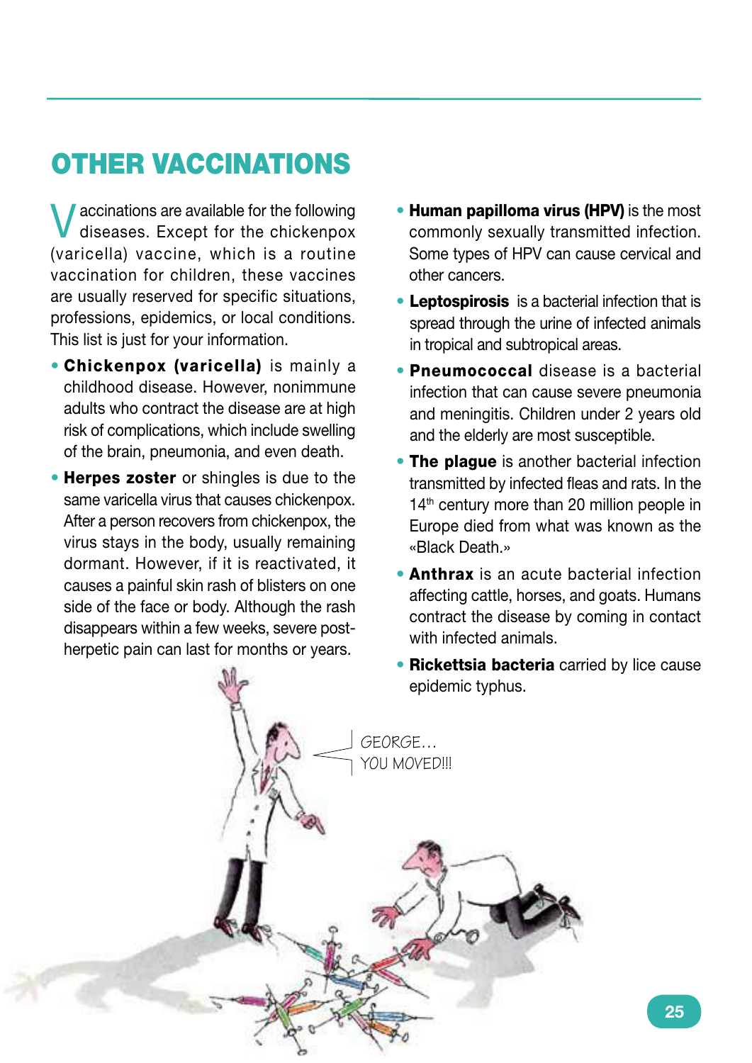# OTHER VACCINATIONS

Vaccinations are available for the following diseases. Except for the chickenpox (varicella) vaccine, which is a routine vaccination for children, these vaccines are usually reserved for specific situations, professions, epidemics, or local conditions. This list is just for your information.

- **Chickenpox (varicella)** is mainly a childhood disease. However, nonimmune adults who contract the disease are at high risk of complications, which include swelling of the brain, pneumonia, and even death.
- **Herpes zoster** or shingles is due to the same varicella virus that causes chickenpox. After a person recovers from chickenpox, the virus stays in the body, usually remaining dormant. However, if it is reactivated, it causes a painful skin rash of blisters on one side of the face or body. Although the rash disappears within a few weeks, severe post-herpetic pain can last for months or years.
- **Human papilloma virus (HPV)** is the most commonly sexually transmitted infection. Some types of HPV can cause cervical and other cancers.
- **Leptospirosis** is a bacterial infection that is spread through the urine of infected animals in tropical and subtropical areas.
- **Pneumococcal** disease is a bacterial infection that can cause severe pneumonia and meningitis. Children under 2 years old and the elderly are most susceptible.
- **The plague** is another bacterial infection transmitted by infected fleas and rats. In the 14th century more than 20 million people in Europe died from what was known as the «Black Death.»
- **Anthrax** is an acute bacterial infection affecting cattle, horses, and goats. Humans contract the disease by coming in contact with infected animals.
- **Rickettsia bacteria** carried by lice cause epidemic typhus.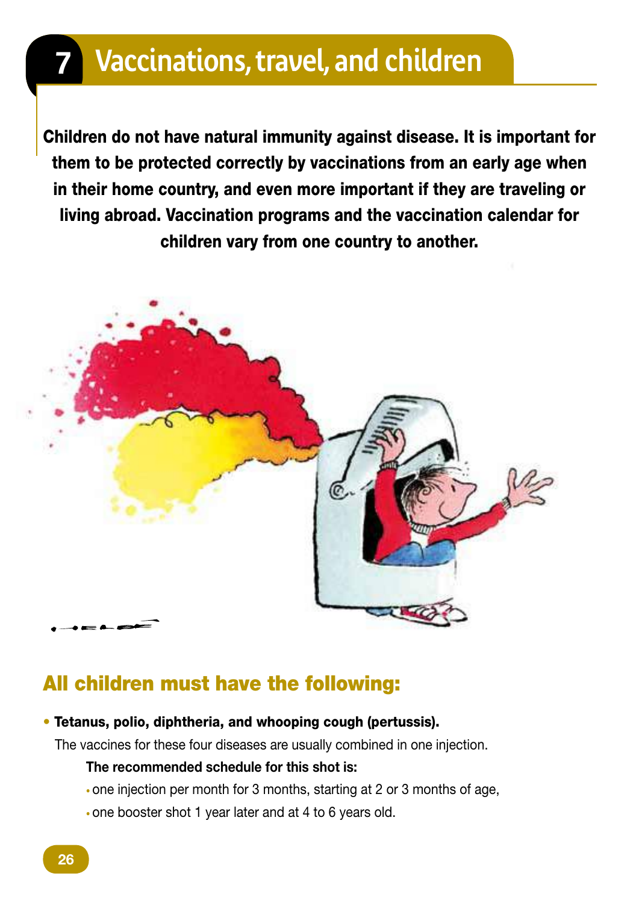# 7 Vaccinations, travel, and children

**Children do not have natural immunity against disease. It is important for them to be protected correctly by vaccinations from an early age when in their home country, and even more important if they are traveling or living abroad. Vaccination programs and the vaccination calendar for children vary from one country to another.**

## All children must have the following:

- **Tetanus, polio, diphtheria, and whooping cough (pertussis).**

  The vaccines for these four diseases are usually combined in one injection.

  **The recommended schedule for this shot is:**

  - one injection per month for 3 months, starting at 2 or 3 months of age,
  - one booster shot 1 year later and at 4 to 6 years old.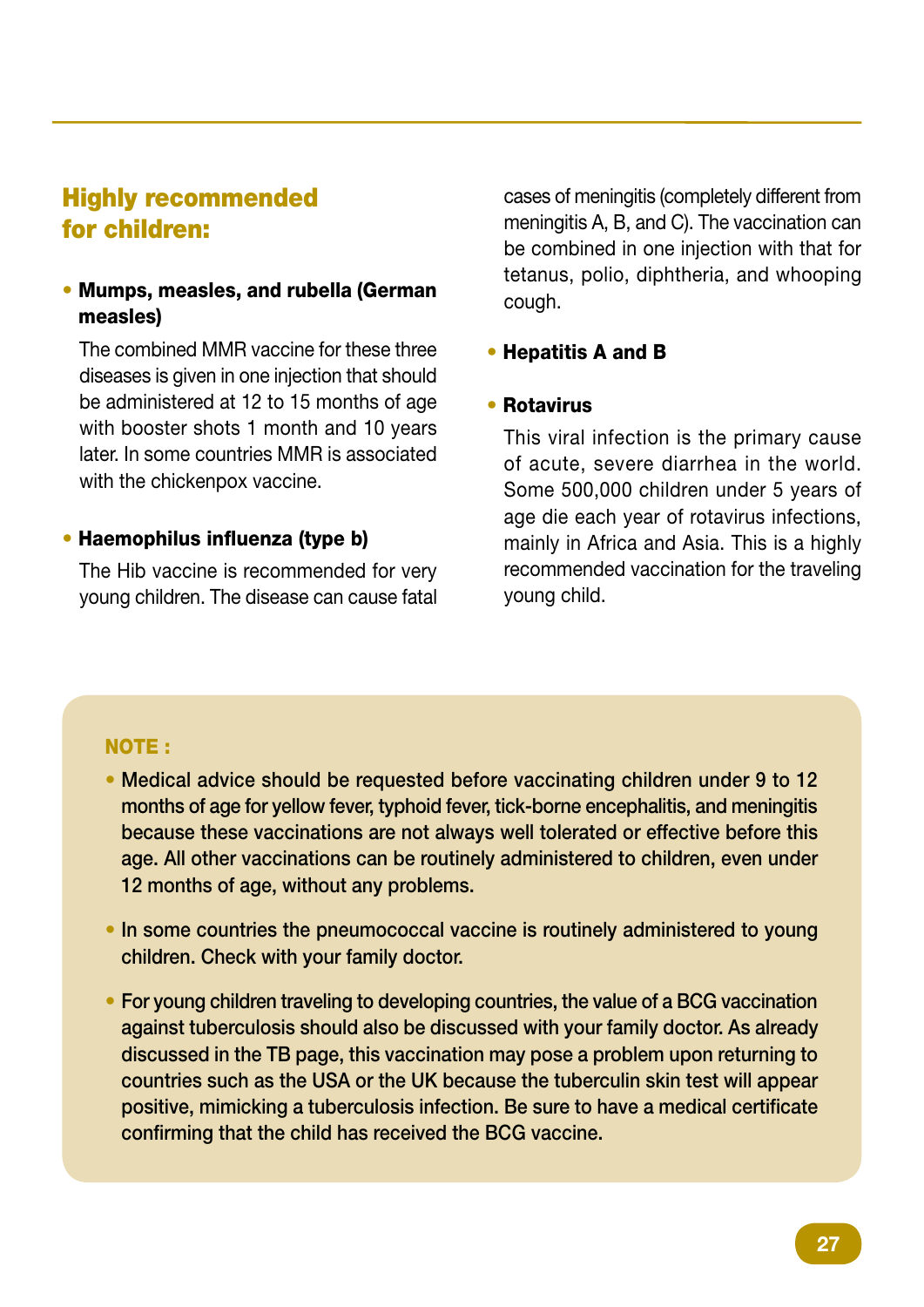## Highly recommended for children:

- **Mumps, measles, and rubella (German measles)**

  The combined MMR vaccine for these three diseases is given in one injection that should be administered at 12 to 15 months of age with booster shots 1 month and 10 years later. In some countries MMR is associated with the chickenpox vaccine.

- **Haemophilus influenza (type b)**

  The Hib vaccine is recommended for very young children. The disease can cause fatal cases of meningitis (completely different from meningitis A, B, and C). The vaccination can be combined in one injection with that for tetanus, polio, diphtheria, and whooping cough.

- **Hepatitis A and B**

- **Rotavirus**

  This viral infection is the primary cause of acute, severe diarrhea in the world. Some 500,000 children under 5 years of age die each year of rotavirus infections, mainly in Africa and Asia. This is a highly recommended vaccination for the traveling young child.

**NOTE :**

- **Medical advice should be requested before vaccinating children under 9 to 12 months of age for yellow fever, typhoid fever, tick-borne encephalitis, and meningitis because these vaccinations are not always well tolerated or effective before this age. All other vaccinations can be routinely administered to children, even under 12 months of age, without any problems.**

- **In some countries the pneumococcal vaccine is routinely administered to young children. Check with your family doctor.**

- **For young children traveling to developing countries, the value of a BCG vaccination against tuberculosis should also be discussed with your family doctor. As already discussed in the TB page, this vaccination may pose a problem upon returning to countries such as the USA or the UK because the tuberculin skin test will appear positive, mimicking a tuberculosis infection. Be sure to have a medical certificate confirming that the child has received the BCG vaccine.**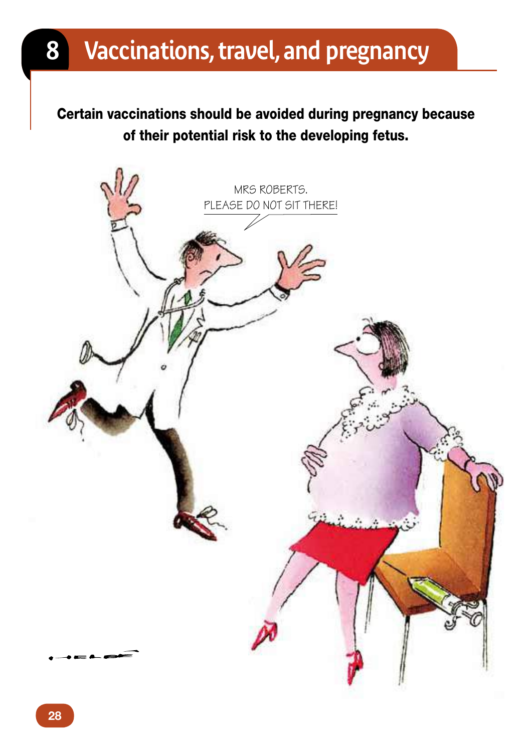# 8 Vaccinations, travel, and pregnancy

**Certain vaccinations should be avoided during pregnancy because of their potential risk to the developing fetus.**

MRS ROBERTS.
PLEASE DO NOT SIT THERE!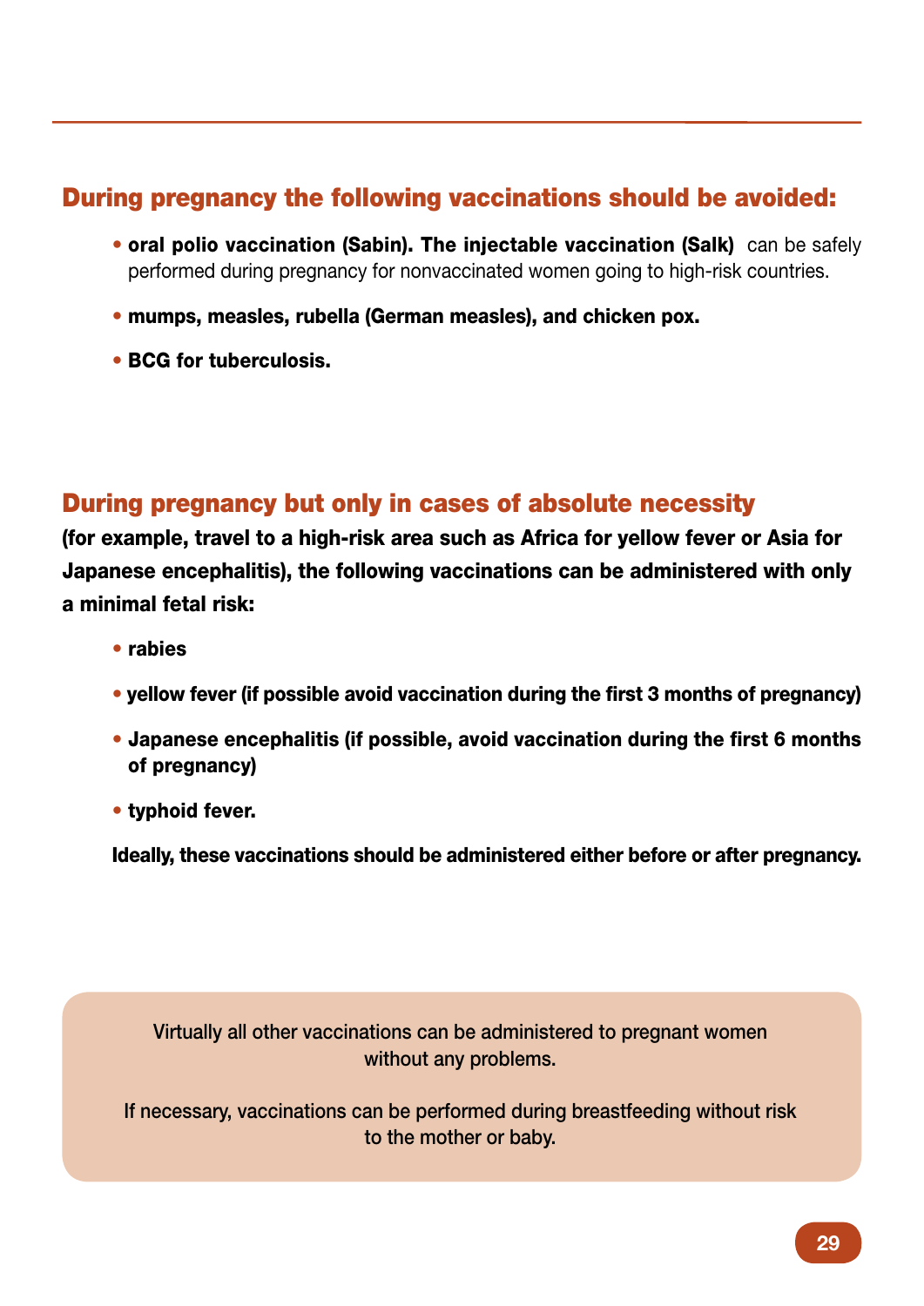## During pregnancy the following vaccinations should be avoided:

- **oral polio vaccination (Sabin). The injectable vaccination (Salk)** can be safely performed during pregnancy for nonvaccinated women going to high-risk countries.
- **mumps, measles, rubella (German measles), and chicken pox.**
- **BCG for tuberculosis.**

## During pregnancy but only in cases of absolute necessity

**(for example, travel to a high-risk area such as Africa for yellow fever or Asia for Japanese encephalitis), the following vaccinations can be administered with only a minimal fetal risk:**

- **rabies**
- **yellow fever (if possible avoid vaccination during the first 3 months of pregnancy)**
- **Japanese encephalitis (if possible, avoid vaccination during the first 6 months of pregnancy)**
- **typhoid fever.**

**Ideally, these vaccinations should be administered either before or after pregnancy.**

Virtually all other vaccinations can be administered to pregnant women without any problems.

If necessary, vaccinations can be performed during breastfeeding without risk to the mother or baby.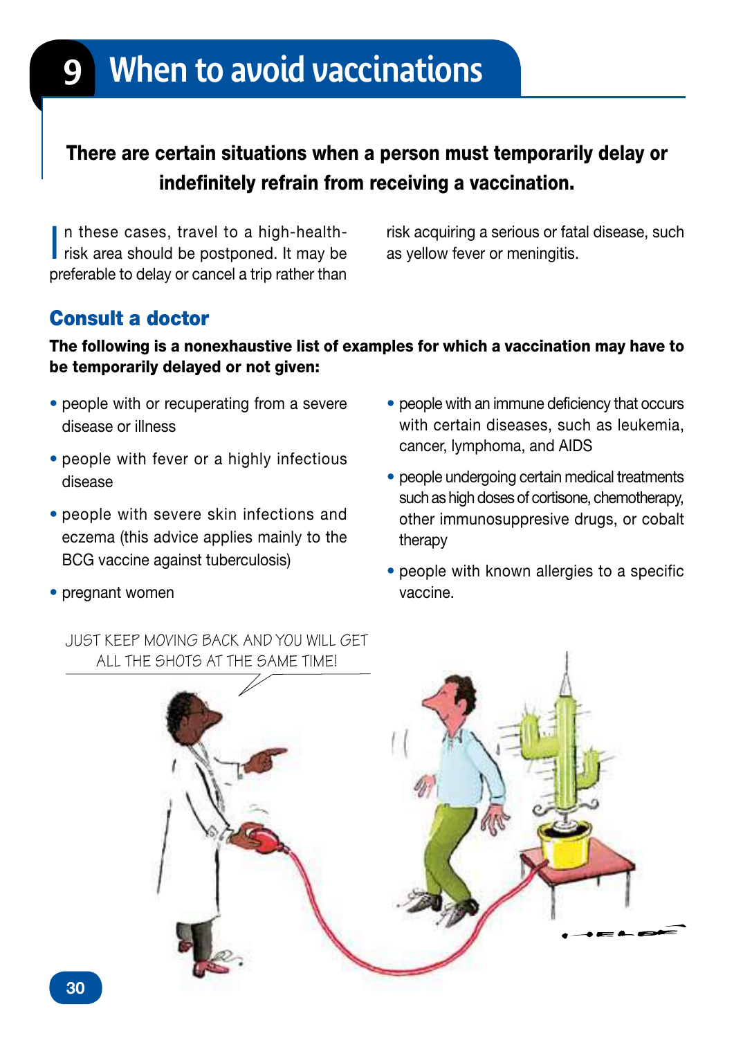# 9 When to avoid vaccinations

**There are certain situations when a person must temporarily delay or indefinitely refrain from receiving a vaccination.**

In these cases, travel to a high-health-risk area should be postponed. It may be preferable to delay or cancel a trip rather than risk acquiring a serious or fatal disease, such as yellow fever or meningitis.

## Consult a doctor

**The following is a nonexhaustive list of examples for which a vaccination may have to be temporarily delayed or not given:**

- people with or recuperating from a severe disease or illness
- people with fever or a highly infectious disease
- people with severe skin infections and eczema (this advice applies mainly to the BCG vaccine against tuberculosis)
- pregnant women
- people with an immune deficiency that occurs with certain diseases, such as leukemia, cancer, lymphoma, and AIDS
- people undergoing certain medical treatments such as high doses of cortisone, chemotherapy, other immunosuppresive drugs, or cobalt therapy
- people with known allergies to a specific vaccine.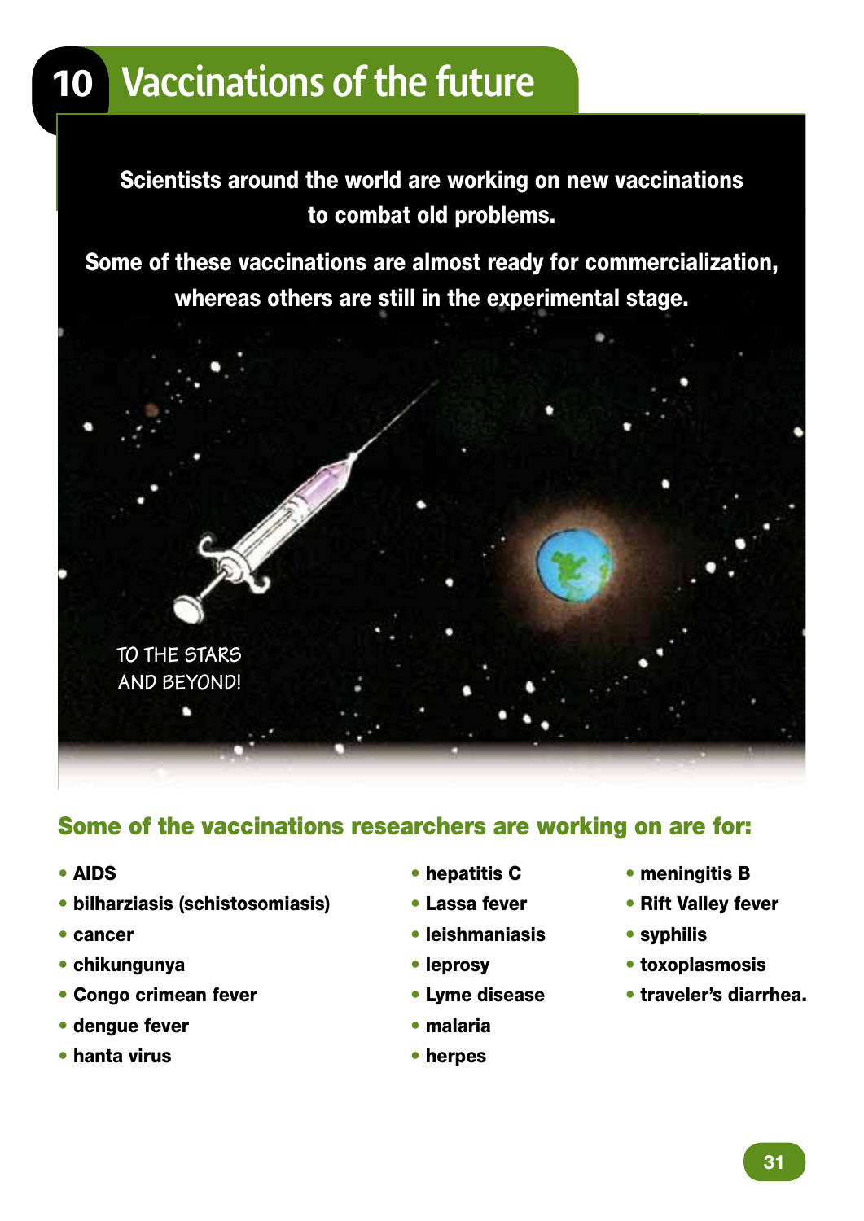# 10 Vaccinations of the future

**Scientists around the world are working on new vaccinations to combat old problems.**

**Some of these vaccinations are almost ready for commercialization, whereas others are still in the experimental stage.**

TO THE STARS AND BEYOND!

## Some of the vaccinations researchers are working on are for:

- **AIDS**
- **bilharziasis (schistosomiasis)**
- **cancer**
- **chikungunya**
- **Congo crimean fever**
- **dengue fever**
- **hanta virus**
- **hepatitis C**
- **Lassa fever**
- **leishmaniasis**
- **leprosy**
- **Lyme disease**
- **malaria**
- **herpes**
- **meningitis B**
- **Rift Valley fever**
- **syphilis**
- **toxoplasmosis**
- **traveler's diarrhea.**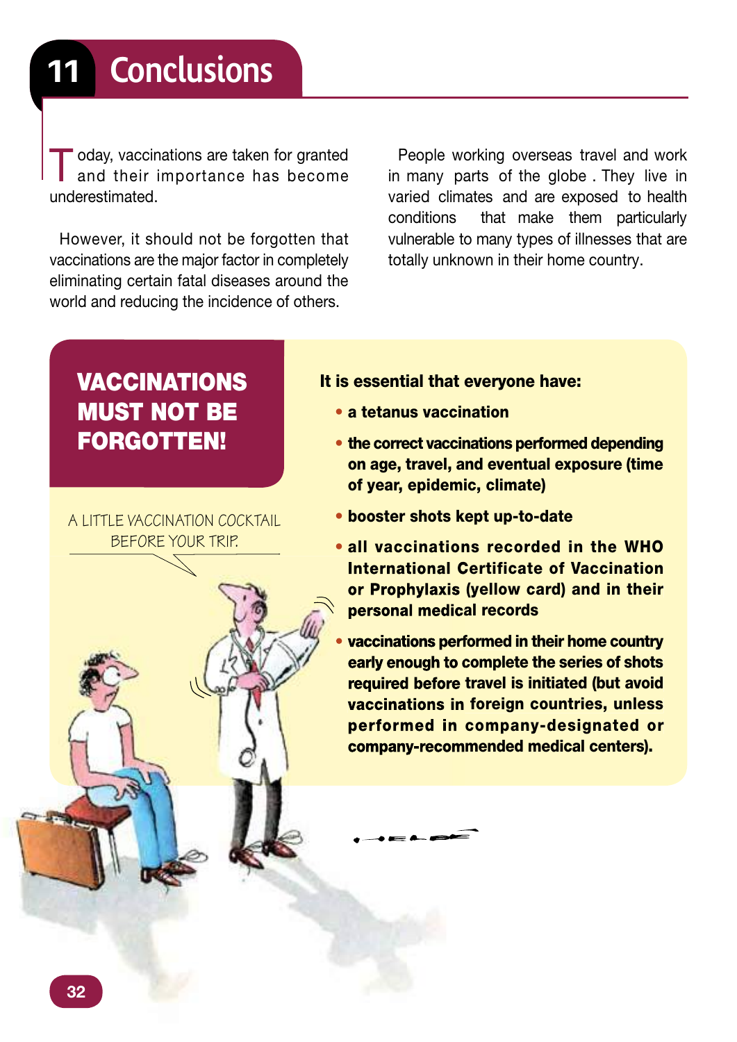# 11 Conclusions

Today, vaccinations are taken for granted and their importance has become underestimated.

However, it should not be forgotten that vaccinations are the major factor in completely eliminating certain fatal diseases around the world and reducing the incidence of others.

People working overseas travel and work in many parts of the globe . They live in varied climates and are exposed to health conditions that make them particularly vulnerable to many types of illnesses that are totally unknown in their home country.

## VACCINATIONS MUST NOT BE FORGOTTEN!

A LITTLE VACCINATION COCKTAIL BEFORE YOUR TRIP.

**It is essential that everyone have:**

- **a tetanus vaccination**
- **the correct vaccinations performed depending on age, travel, and eventual exposure (time of year, epidemic, climate)**
- **booster shots kept up-to-date**
- **all vaccinations recorded in the WHO International Certificate of Vaccination or Prophylaxis (yellow card) and in their personal medical records**
- **vaccinations performed in their home country early enough to complete the series of shots required before travel is initiated (but avoid vaccinations in foreign countries, unless performed in company-designated or company-recommended medical centers).**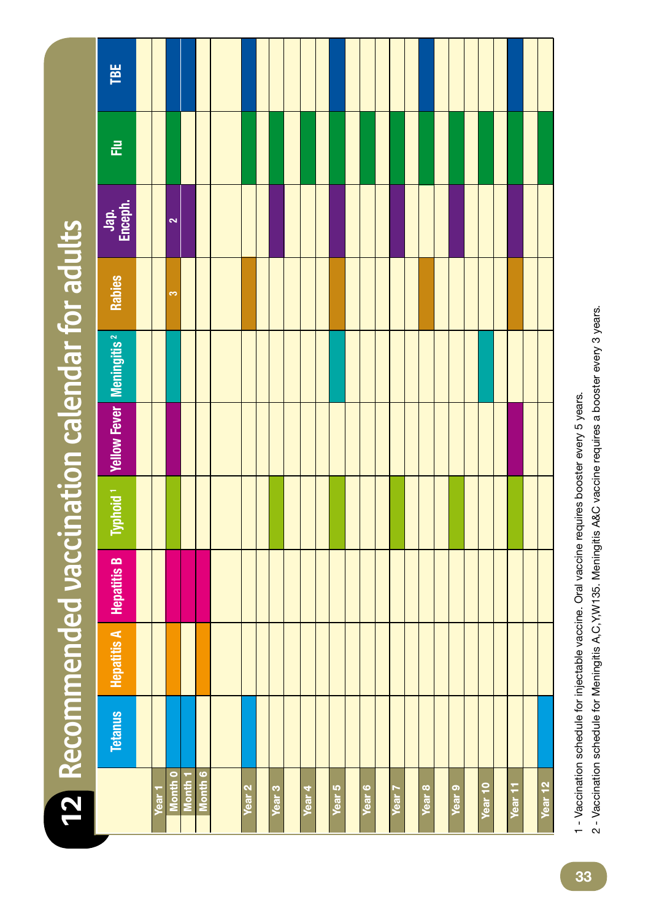# 12 Recommended vaccination calendar for adults

| | Tetanus | Hepatitis A | Hepatitis B | Typhoid [1] | Yellow Fever | Meningitis [2] | Rabies | Jap. Enceph. | Flu | TBE |
|---|---|---|---|---|---|---|---|---|---|---|
| Year 1 | | | | | | | | | | |
| Month 0 | ● | ● | ● | ● | ● | ● | 3 | 2 | ● | ● |
| Month 1 | ● | | ● | | | | | ● | | ● |
| Month 6 | | ● | ● | | | | | | | |
| Year 2 | ● | | | | | | ● | | ● | ● |
| Year 3 | | | | ● | | | | ● | ● | |
| Year 4 | | | | | | | | | ● | |
| Year 5 | | | | ● | | ● | ● | ● | ● | ● |
| Year 6 | | | | | | | | | ● | |
| Year 7 | | | | ● | | | | ● | ● | |
| Year 8 | | | | | | | ● | | ● | ● |
| Year 9 | | | | ● | | | | ● | ● | |
| Year 10 | | | | | | ● | | | ● | |
| Year 11 | | | | ● | ● | | ● | ● | ● | ● |
| Year 12 | ● | | | | | | | | ● | |

1 - Vaccination schedule for injectable vaccine. Oral vaccine requires booster every 5 years.

2 - Vaccination schedule for Meningitis A,C,Y,W135. Meningitis A&C vaccine requires a booster every 3 years.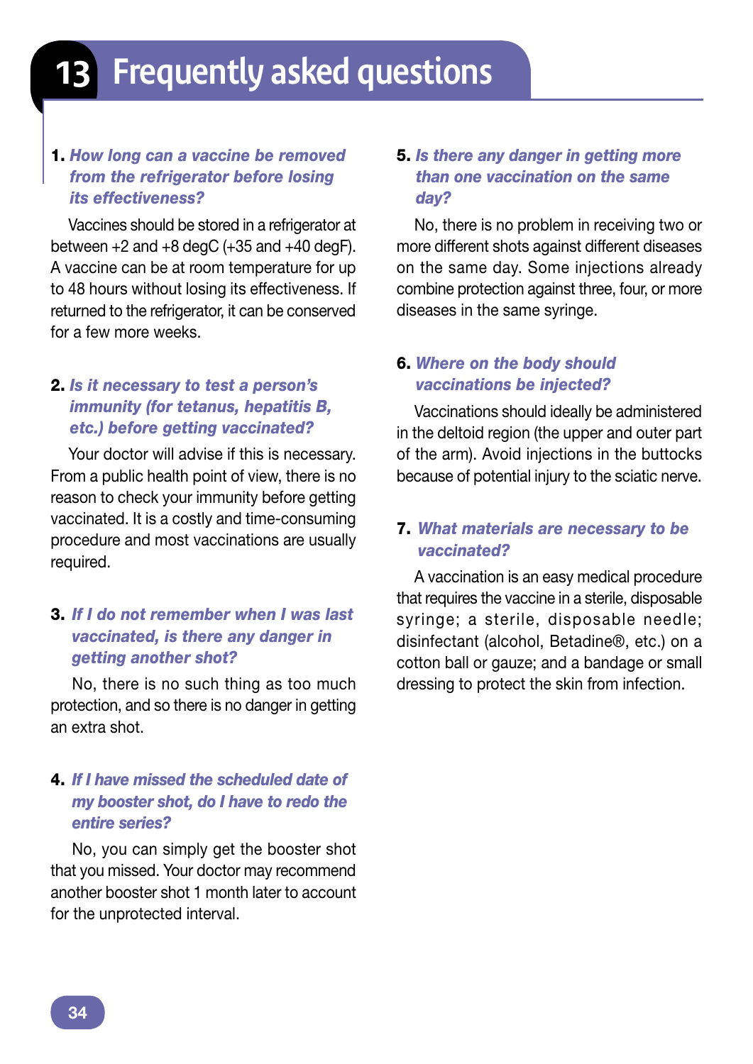# 13 Frequently asked questions

**1. *How long can a vaccine be removed from the refrigerator before losing its effectiveness?***

Vaccines should be stored in a refrigerator at between +2 and +8 degC (+35 and +40 degF). A vaccine can be at room temperature for up to 48 hours without losing its effectiveness. If returned to the refrigerator, it can be conserved for a few more weeks.

**2. *Is it necessary to test a person's immunity (for tetanus, hepatitis B, etc.) before getting vaccinated?***

Your doctor will advise if this is necessary. From a public health point of view, there is no reason to check your immunity before getting vaccinated. It is a costly and time-consuming procedure and most vaccinations are usually required.

**3. *If I do not remember when I was last vaccinated, is there any danger in getting another shot?***

No, there is no such thing as too much protection, and so there is no danger in getting an extra shot.

**4. *If I have missed the scheduled date of my booster shot, do I have to redo the entire series?***

No, you can simply get the booster shot that you missed. Your doctor may recommend another booster shot 1 month later to account for the unprotected interval.

**5. *Is there any danger in getting more than one vaccination on the same day?***

No, there is no problem in receiving two or more different shots against different diseases on the same day. Some injections already combine protection against three, four, or more diseases in the same syringe.

**6. *Where on the body should vaccinations be injected?***

Vaccinations should ideally be administered in the deltoid region (the upper and outer part of the arm). Avoid injections in the buttocks because of potential injury to the sciatic nerve.

**7. *What materials are necessary to be vaccinated?***

A vaccination is an easy medical procedure that requires the vaccine in a sterile, disposable syringe; a sterile, disposable needle; disinfectant (alcohol, Betadine®, etc.) on a cotton ball or gauze; and a bandage or small dressing to protect the skin from infection.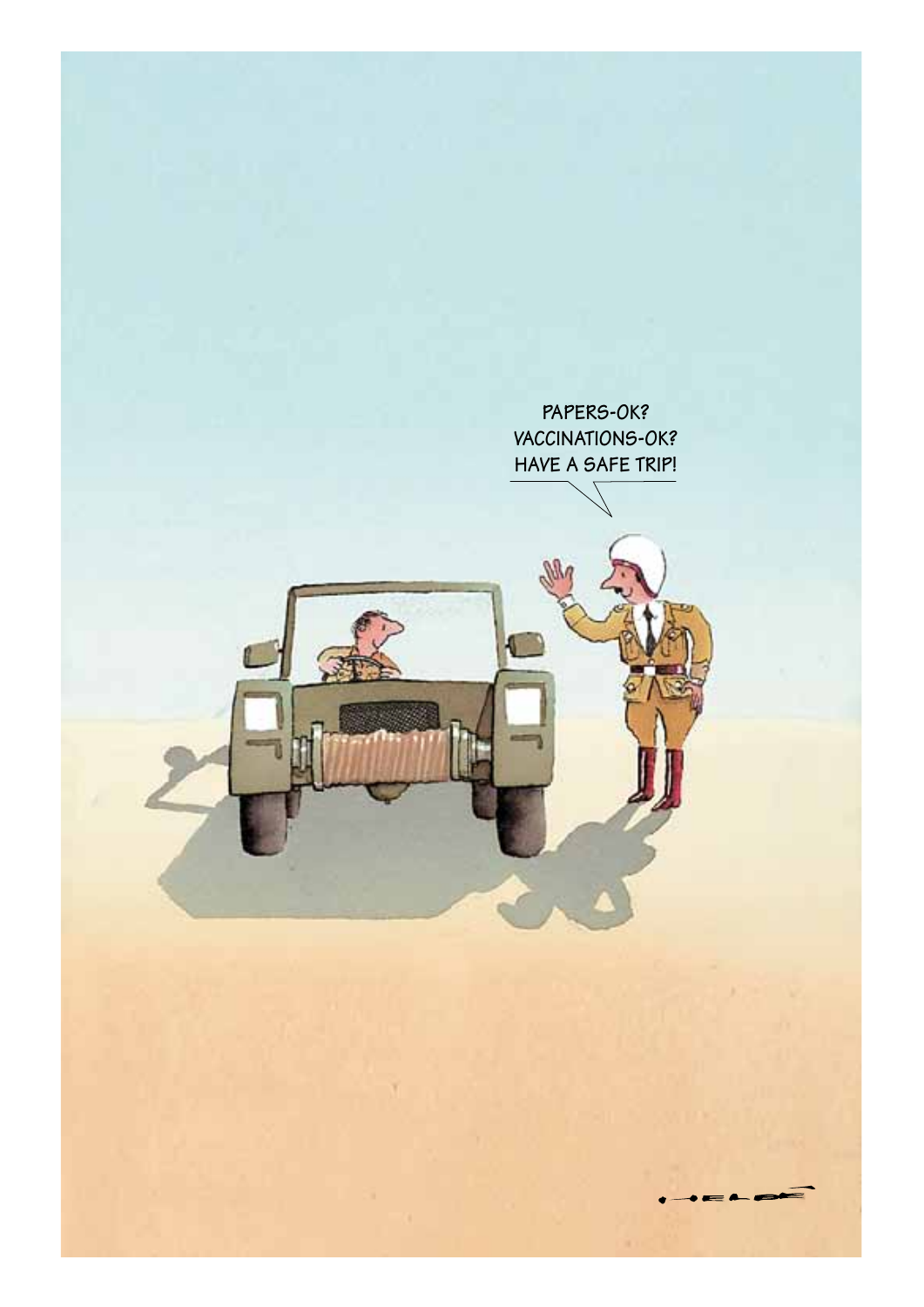PAPERS-OK?
VACCINATIONS-OK?
HAVE A SAFE TRIP!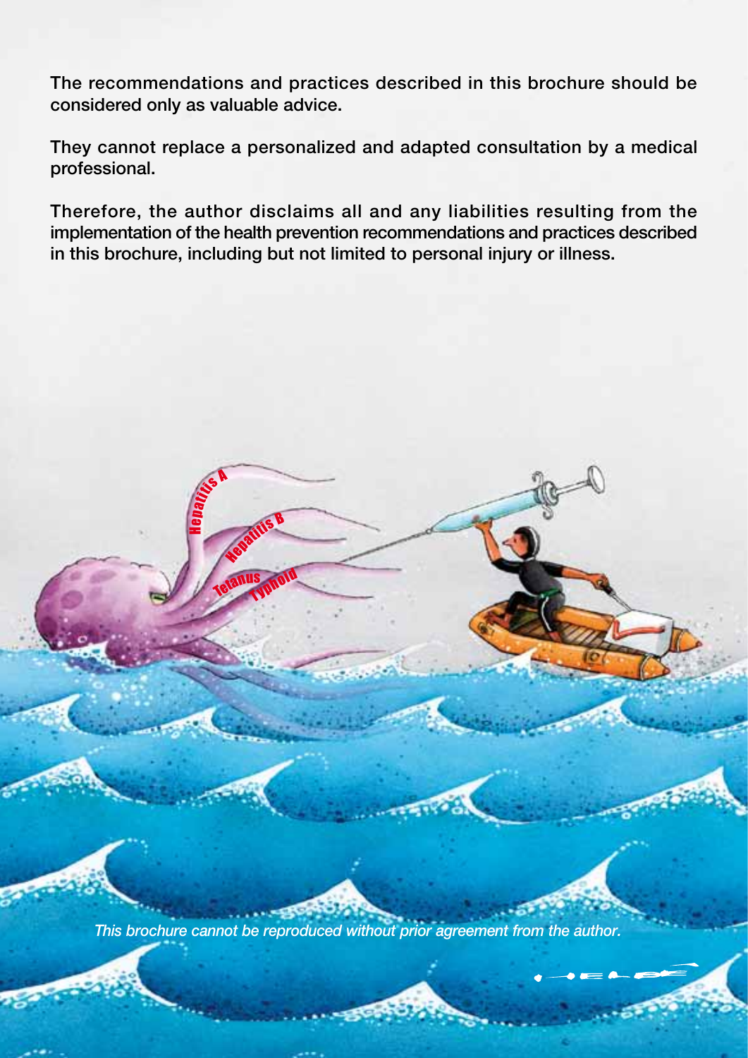The recommendations and practices described in this brochure should be considered only as valuable advice.

They cannot replace a personalized and adapted consultation by a medical professional.

Therefore, the author disclaims all and any liabilities resulting from the implementation of the health prevention recommendations and practices described in this brochure, including but not limited to personal injury or illness.

*This brochure cannot be reproduced without prior agreement from the author.*